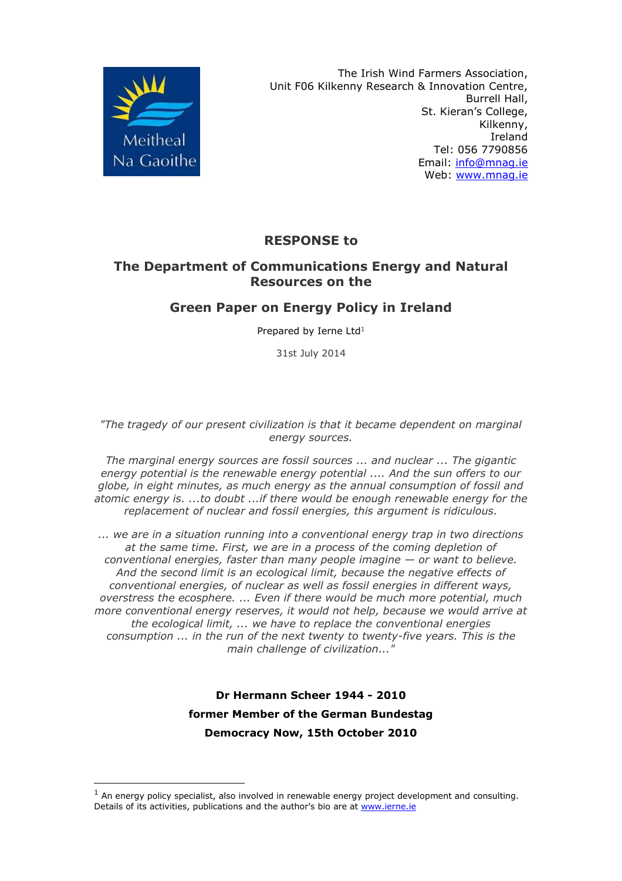Meitheal Na Gaoithe

The Irish Wind Farmers Association,
Unit F06 Kilkenny Research & Innovation Centre,
Burrell Hall,
St. Kieran's College,
Kilkenny,
Ireland
Tel: 056 7790856
Email: info@mnag.ie
Web: www.mnag.ie

# RESPONSE to

# The Department of Communications Energy and Natural Resources on the

# Green Paper on Energy Policy in Ireland

Prepared by Ierne Ltd[1]

31st July 2014

*"The tragedy of our present civilization is that it became dependent on marginal energy sources.*

*The marginal energy sources are fossil sources ... and nuclear ... The gigantic energy potential is the renewable energy potential .... And the sun offers to our globe, in eight minutes, as much energy as the annual consumption of fossil and atomic energy is. ...to doubt ...if there would be enough renewable energy for the replacement of nuclear and fossil energies, this argument is ridiculous.*

*... we are in a situation running into a conventional energy trap in two directions at the same time. First, we are in a process of the coming depletion of conventional energies, faster than many people imagine — or want to believe. And the second limit is an ecological limit, because the negative effects of conventional energies, of nuclear as well as fossil energies in different ways, overstress the ecosphere. ... Even if there would be much more potential, much more conventional energy reserves, it would not help, because we would arrive at the ecological limit, ... we have to replace the conventional energies consumption ... in the run of the next twenty to twenty-five years. This is the main challenge of civilization..."*

**Dr Hermann Scheer 1944 - 2010**
**former Member of the German Bundestag**
**Democracy Now, 15th October 2010**

---

[1] An energy policy specialist, also involved in renewable energy project development and consulting. Details of its activities, publications and the author's bio are at www.ierne.ie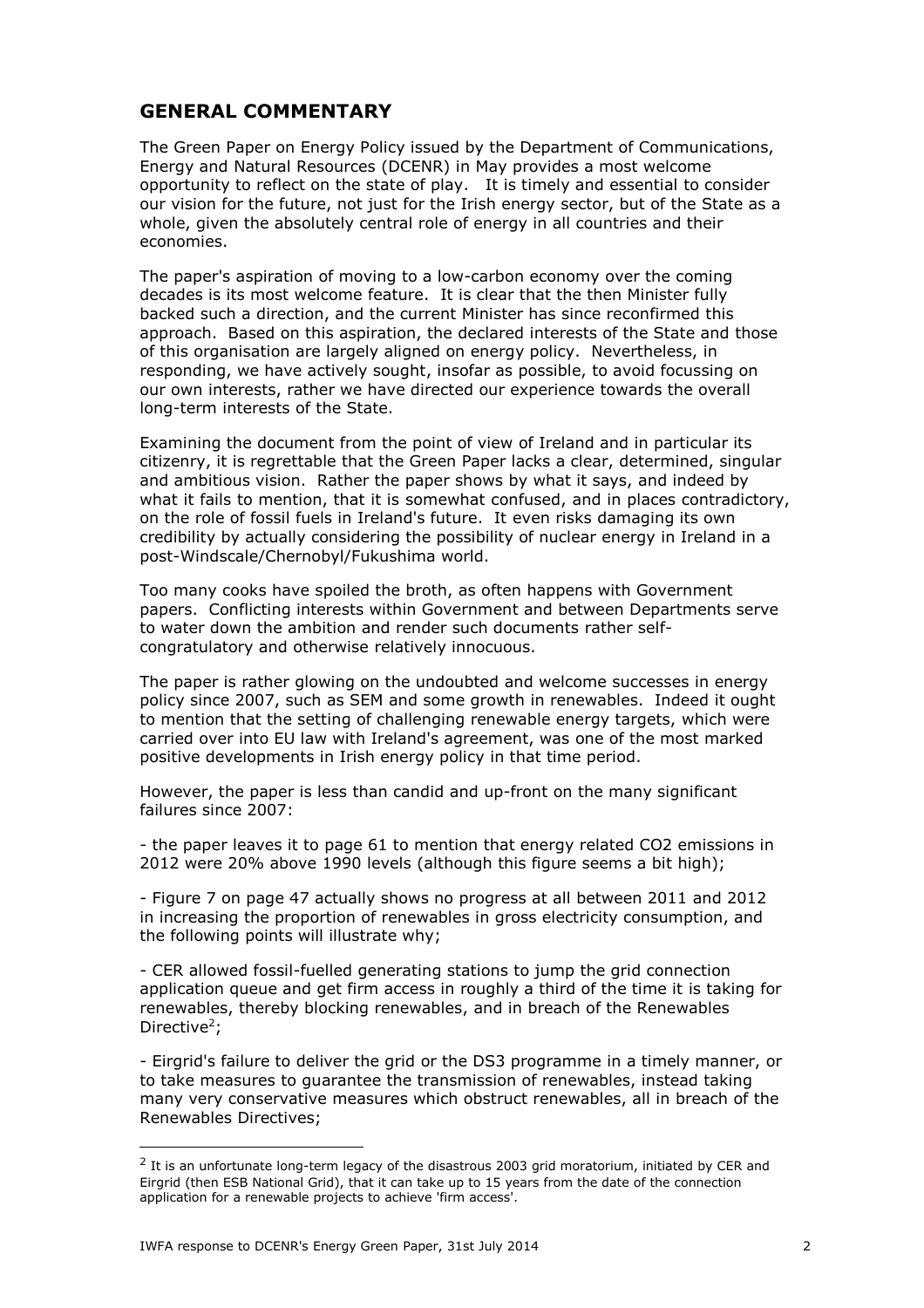## GENERAL COMMENTARY

The Green Paper on Energy Policy issued by the Department of Communications, Energy and Natural Resources (DCENR) in May provides a most welcome opportunity to reflect on the state of play. It is timely and essential to consider our vision for the future, not just for the Irish energy sector, but of the State as a whole, given the absolutely central role of energy in all countries and their economies.

The paper's aspiration of moving to a low-carbon economy over the coming decades is its most welcome feature. It is clear that the then Minister fully backed such a direction, and the current Minister has since reconfirmed this approach. Based on this aspiration, the declared interests of the State and those of this organisation are largely aligned on energy policy. Nevertheless, in responding, we have actively sought, insofar as possible, to avoid focussing on our own interests, rather we have directed our experience towards the overall long-term interests of the State.

Examining the document from the point of view of Ireland and in particular its citizenry, it is regrettable that the Green Paper lacks a clear, determined, singular and ambitious vision. Rather the paper shows by what it says, and indeed by what it fails to mention, that it is somewhat confused, and in places contradictory, on the role of fossil fuels in Ireland's future. It even risks damaging its own credibility by actually considering the possibility of nuclear energy in Ireland in a post-Windscale/Chernobyl/Fukushima world.

Too many cooks have spoiled the broth, as often happens with Government papers. Conflicting interests within Government and between Departments serve to water down the ambition and render such documents rather self-congratulatory and otherwise relatively innocuous.

The paper is rather glowing on the undoubted and welcome successes in energy policy since 2007, such as SEM and some growth in renewables. Indeed it ought to mention that the setting of challenging renewable energy targets, which were carried over into EU law with Ireland's agreement, was one of the most marked positive developments in Irish energy policy in that time period.

However, the paper is less than candid and up-front on the many significant failures since 2007:

- the paper leaves it to page 61 to mention that energy related $CO_2$ emissions in 2012 were 20% above 1990 levels (although this figure seems a bit high);

- Figure 7 on page 47 actually shows no progress at all between 2011 and 2012 in increasing the proportion of renewables in gross electricity consumption, and the following points will illustrate why;

- CER allowed fossil-fuelled generating stations to jump the grid connection application queue and get firm access in roughly a third of the time it is taking for renewables, thereby blocking renewables, and in breach of the Renewables Directive[2];

- Eirgrid's failure to deliver the grid or the DS3 programme in a timely manner, or to take measures to guarantee the transmission of renewables, instead taking many very conservative measures which obstruct renewables, all in breach of the Renewables Directives;

---

[2] It is an unfortunate long-term legacy of the disastrous 2003 grid moratorium, initiated by CER and Eirgrid (then ESB National Grid), that it can take up to 15 years from the date of the connection application for a renewable projects to achieve 'firm access'.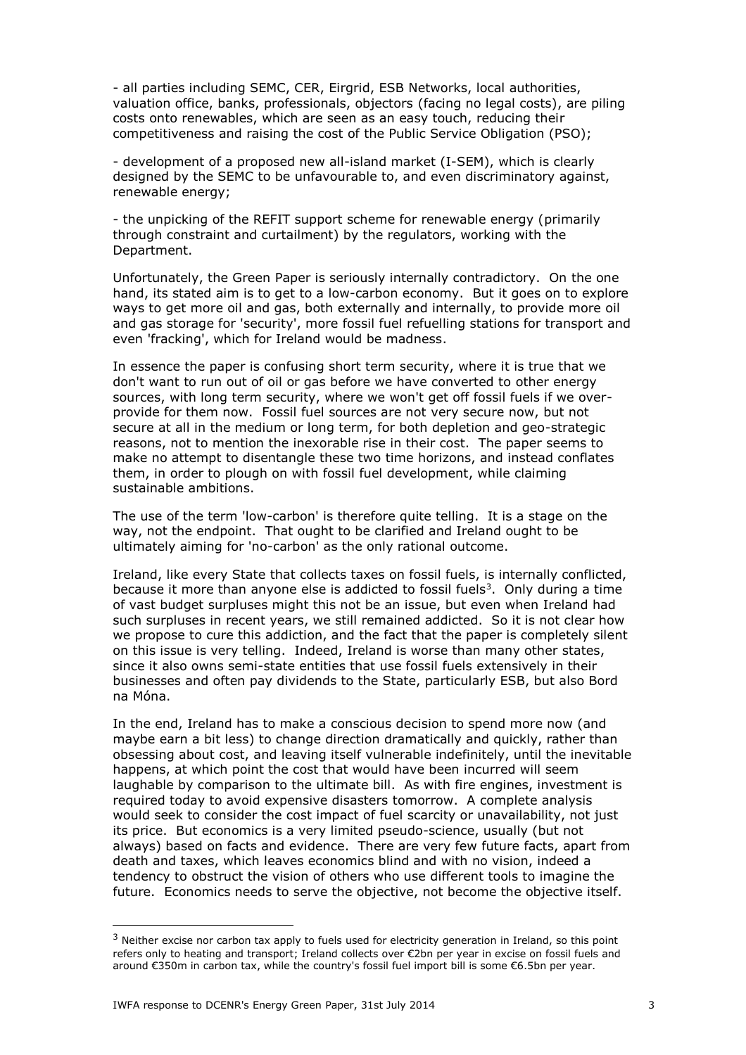- all parties including SEMC, CER, Eirgrid, ESB Networks, local authorities, valuation office, banks, professionals, objectors (facing no legal costs), are piling costs onto renewables, which are seen as an easy touch, reducing their competitiveness and raising the cost of the Public Service Obligation (PSO);

- development of a proposed new all-island market (I-SEM), which is clearly designed by the SEMC to be unfavourable to, and even discriminatory against, renewable energy;

- the unpicking of the REFIT support scheme for renewable energy (primarily through constraint and curtailment) by the regulators, working with the Department.

Unfortunately, the Green Paper is seriously internally contradictory. On the one hand, its stated aim is to get to a low-carbon economy. But it goes on to explore ways to get more oil and gas, both externally and internally, to provide more oil and gas storage for 'security', more fossil fuel refuelling stations for transport and even 'fracking', which for Ireland would be madness.

In essence the paper is confusing short term security, where it is true that we don't want to run out of oil or gas before we have converted to other energy sources, with long term security, where we won't get off fossil fuels if we over-provide for them now. Fossil fuel sources are not very secure now, but not secure at all in the medium or long term, for both depletion and geo-strategic reasons, not to mention the inexorable rise in their cost. The paper seems to make no attempt to disentangle these two time horizons, and instead conflates them, in order to plough on with fossil fuel development, while claiming sustainable ambitions.

The use of the term 'low-carbon' is therefore quite telling. It is a stage on the way, not the endpoint. That ought to be clarified and Ireland ought to be ultimately aiming for 'no-carbon' as the only rational outcome.

Ireland, like every State that collects taxes on fossil fuels, is internally conflicted, because it more than anyone else is addicted to fossil fuels[3]. Only during a time of vast budget surpluses might this not be an issue, but even when Ireland had such surpluses in recent years, we still remained addicted. So it is not clear how we propose to cure this addiction, and the fact that the paper is completely silent on this issue is very telling. Indeed, Ireland is worse than many other states, since it also owns semi-state entities that use fossil fuels extensively in their businesses and often pay dividends to the State, particularly ESB, but also Bord na Móna.

In the end, Ireland has to make a conscious decision to spend more now (and maybe earn a bit less) to change direction dramatically and quickly, rather than obsessing about cost, and leaving itself vulnerable indefinitely, until the inevitable happens, at which point the cost that would have been incurred will seem laughable by comparison to the ultimate bill. As with fire engines, investment is required today to avoid expensive disasters tomorrow. A complete analysis would seek to consider the cost impact of fuel scarcity or unavailability, not just its price. But economics is a very limited pseudo-science, usually (but not always) based on facts and evidence. There are very few future facts, apart from death and taxes, which leaves economics blind and with no vision, indeed a tendency to obstruct the vision of others who use different tools to imagine the future. Economics needs to serve the objective, not become the objective itself.

---

[3] Neither excise nor carbon tax apply to fuels used for electricity generation in Ireland, so this point refers only to heating and transport; Ireland collects over €2bn per year in excise on fossil fuels and around €350m in carbon tax, while the country's fossil fuel import bill is some €6.5bn per year.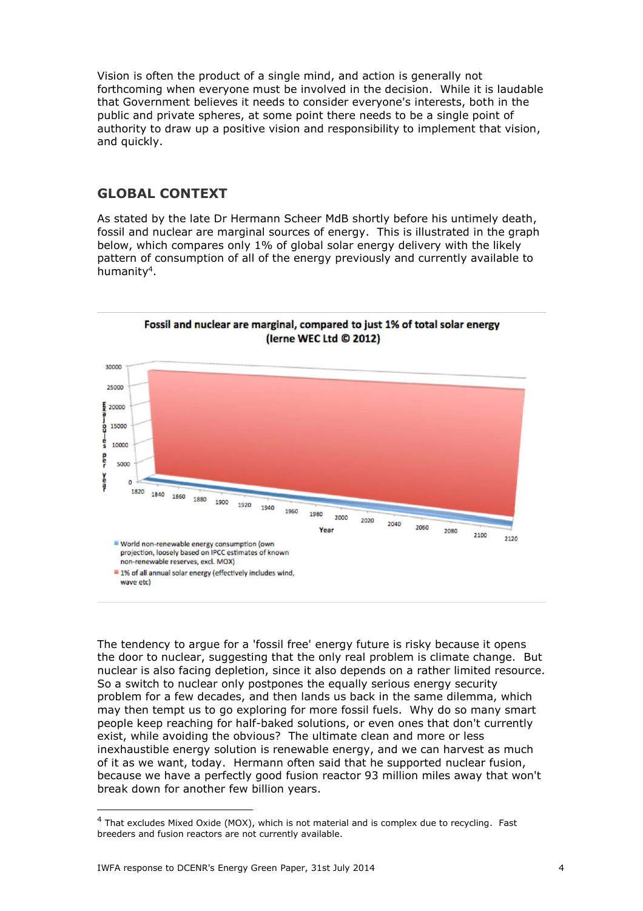Vision is often the product of a single mind, and action is generally not forthcoming when everyone must be involved in the decision. While it is laudable that Government believes it needs to consider everyone's interests, both in the public and private spheres, at some point there needs to be a single point of authority to draw up a positive vision and responsibility to implement that vision, and quickly.

## GLOBAL CONTEXT

As stated by the late Dr Hermann Scheer MdB shortly before his untimely death, fossil and nuclear are marginal sources of energy. This is illustrated in the graph below, which compares only 1% of global solar energy delivery with the likely pattern of consumption of all of the energy previously and currently available to humanity[4].

**Fossil and nuclear are marginal, compared to just 1% of total solar energy (Ierne WEC Ltd © 2012)**

- World non-renewable energy consumption (own projection, loosely based on IPCC estimates of known non-renewable reserves, excl. MOX)
- 1% of all annual solar energy (effectively includes wind, wave etc)

The tendency to argue for a 'fossil free' energy future is risky because it opens the door to nuclear, suggesting that the only real problem is climate change. But nuclear is also facing depletion, since it also depends on a rather limited resource. So a switch to nuclear only postpones the equally serious energy security problem for a few decades, and then lands us back in the same dilemma, which may then tempt us to go exploring for more fossil fuels. Why do so many smart people keep reaching for half-baked solutions, or even ones that don't currently exist, while avoiding the obvious? The ultimate clean and more or less inexhaustible energy solution is renewable energy, and we can harvest as much of it as we want, today. Hermann often said that he supported nuclear fusion, because we have a perfectly good fusion reactor 93 million miles away that won't break down for another few billion years.

---

[4] That excludes Mixed Oxide (MOX), which is not material and is complex due to recycling. Fast breeders and fusion reactors are not currently available.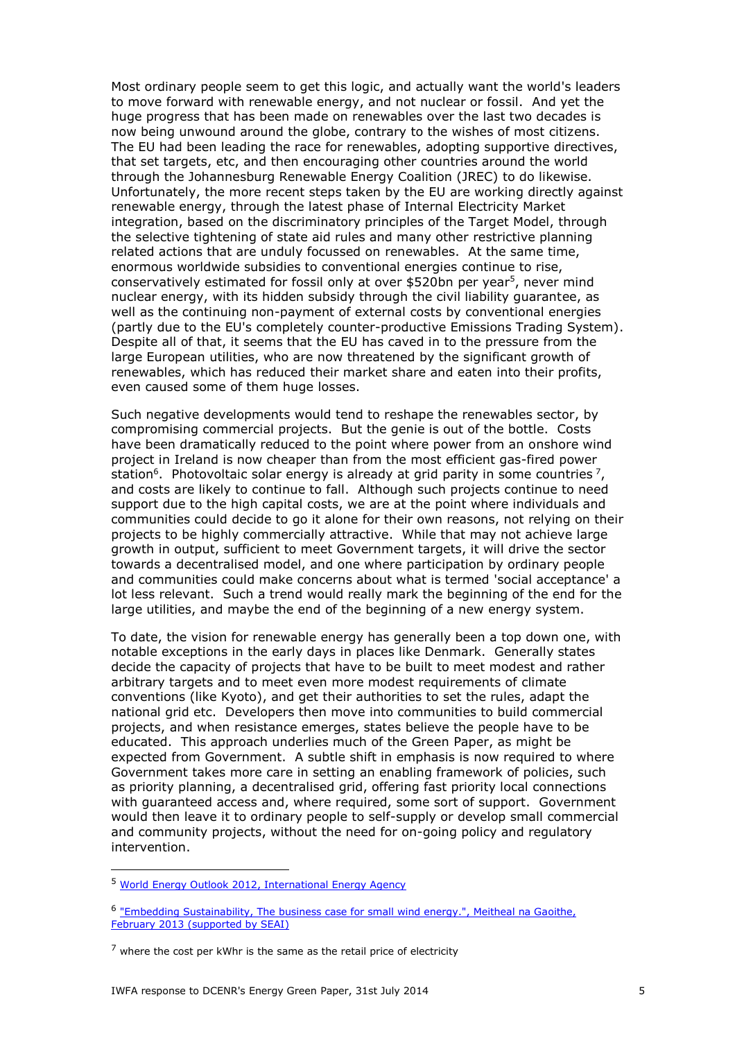Most ordinary people seem to get this logic, and actually want the world's leaders to move forward with renewable energy, and not nuclear or fossil. And yet the huge progress that has been made on renewables over the last two decades is now being unwound around the globe, contrary to the wishes of most citizens. The EU had been leading the race for renewables, adopting supportive directives, that set targets, etc, and then encouraging other countries around the world through the Johannesburg Renewable Energy Coalition (JREC) to do likewise. Unfortunately, the more recent steps taken by the EU are working directly against renewable energy, through the latest phase of Internal Electricity Market integration, based on the discriminatory principles of the Target Model, through the selective tightening of state aid rules and many other restrictive planning related actions that are unduly focussed on renewables. At the same time, enormous worldwide subsidies to conventional energies continue to rise, conservatively estimated for fossil only at over $520bn per year[5], never mind nuclear energy, with its hidden subsidy through the civil liability guarantee, as well as the continuing non-payment of external costs by conventional energies (partly due to the EU's completely counter-productive Emissions Trading System). Despite all of that, it seems that the EU has caved in to the pressure from the large European utilities, who are now threatened by the significant growth of renewables, which has reduced their market share and eaten into their profits, even caused some of them huge losses.

Such negative developments would tend to reshape the renewables sector, by compromising commercial projects. But the genie is out of the bottle. Costs have been dramatically reduced to the point where power from an onshore wind project in Ireland is now cheaper than from the most efficient gas-fired power station[6]. Photovoltaic solar energy is already at grid parity in some countries [7], and costs are likely to continue to fall. Although such projects continue to need support due to the high capital costs, we are at the point where individuals and communities could decide to go it alone for their own reasons, not relying on their projects to be highly commercially attractive. While that may not achieve large growth in output, sufficient to meet Government targets, it will drive the sector towards a decentralised model, and one where participation by ordinary people and communities could make concerns about what is termed 'social acceptance' a lot less relevant. Such a trend would really mark the beginning of the end for the large utilities, and maybe the end of the beginning of a new energy system.

To date, the vision for renewable energy has generally been a top down one, with notable exceptions in the early days in places like Denmark. Generally states decide the capacity of projects that have to be built to meet modest and rather arbitrary targets and to meet even more modest requirements of climate conventions (like Kyoto), and get their authorities to set the rules, adapt the national grid etc. Developers then move into communities to build commercial projects, and when resistance emerges, states believe the people have to be educated. This approach underlies much of the Green Paper, as might be expected from Government. A subtle shift in emphasis is now required to where Government takes more care in setting an enabling framework of policies, such as priority planning, a decentralised grid, offering fast priority local connections with guaranteed access and, where required, some sort of support. Government would then leave it to ordinary people to self-supply or develop small commercial and community projects, without the need for on-going policy and regulatory intervention.

---

[5] World Energy Outlook 2012, International Energy Agency

[6] "Embedding Sustainability, The business case for small wind energy.", Meitheal na Gaoithe, February 2013 (supported by SEAI)

[7] where the cost per kWhr is the same as the retail price of electricity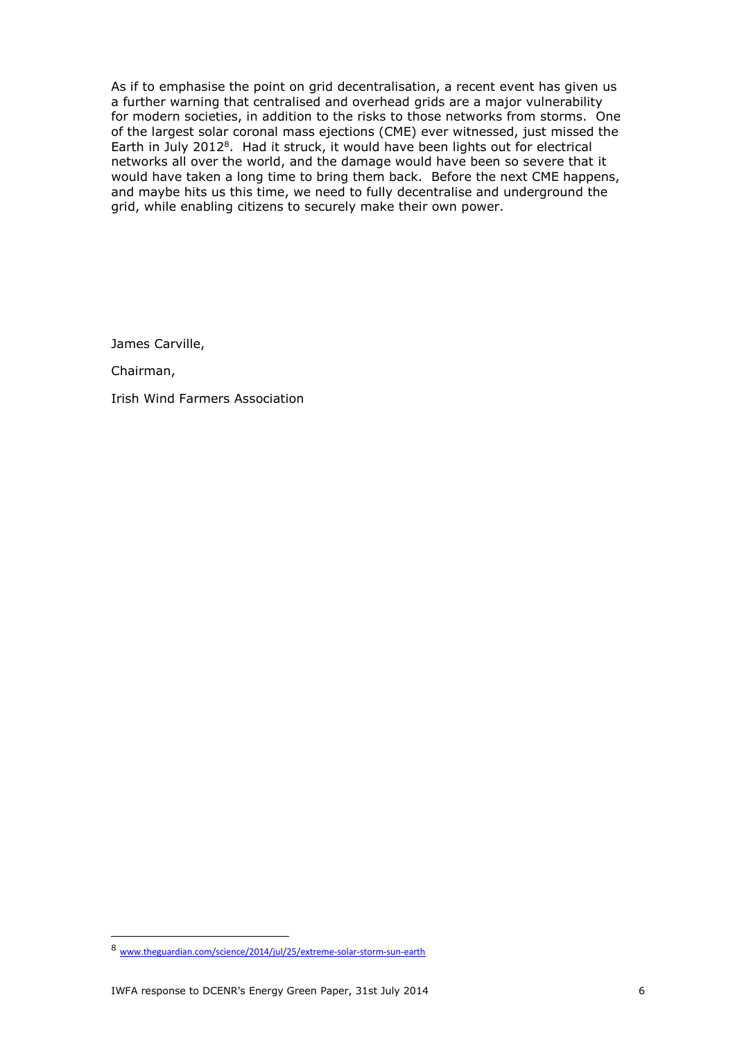As if to emphasise the point on grid decentralisation, a recent event has given us a further warning that centralised and overhead grids are a major vulnerability for modern societies, in addition to the risks to those networks from storms. One of the largest solar coronal mass ejections (CME) ever witnessed, just missed the Earth in July 2012[8]. Had it struck, it would have been lights out for electrical networks all over the world, and the damage would have been so severe that it would have taken a long time to bring them back. Before the next CME happens, and maybe hits us this time, we need to fully decentralise and underground the grid, while enabling citizens to securely make their own power.

James Carville,

Chairman,

Irish Wind Farmers Association

---

[8] www.theguardian.com/science/2014/jul/25/extreme-solar-storm-sun-earth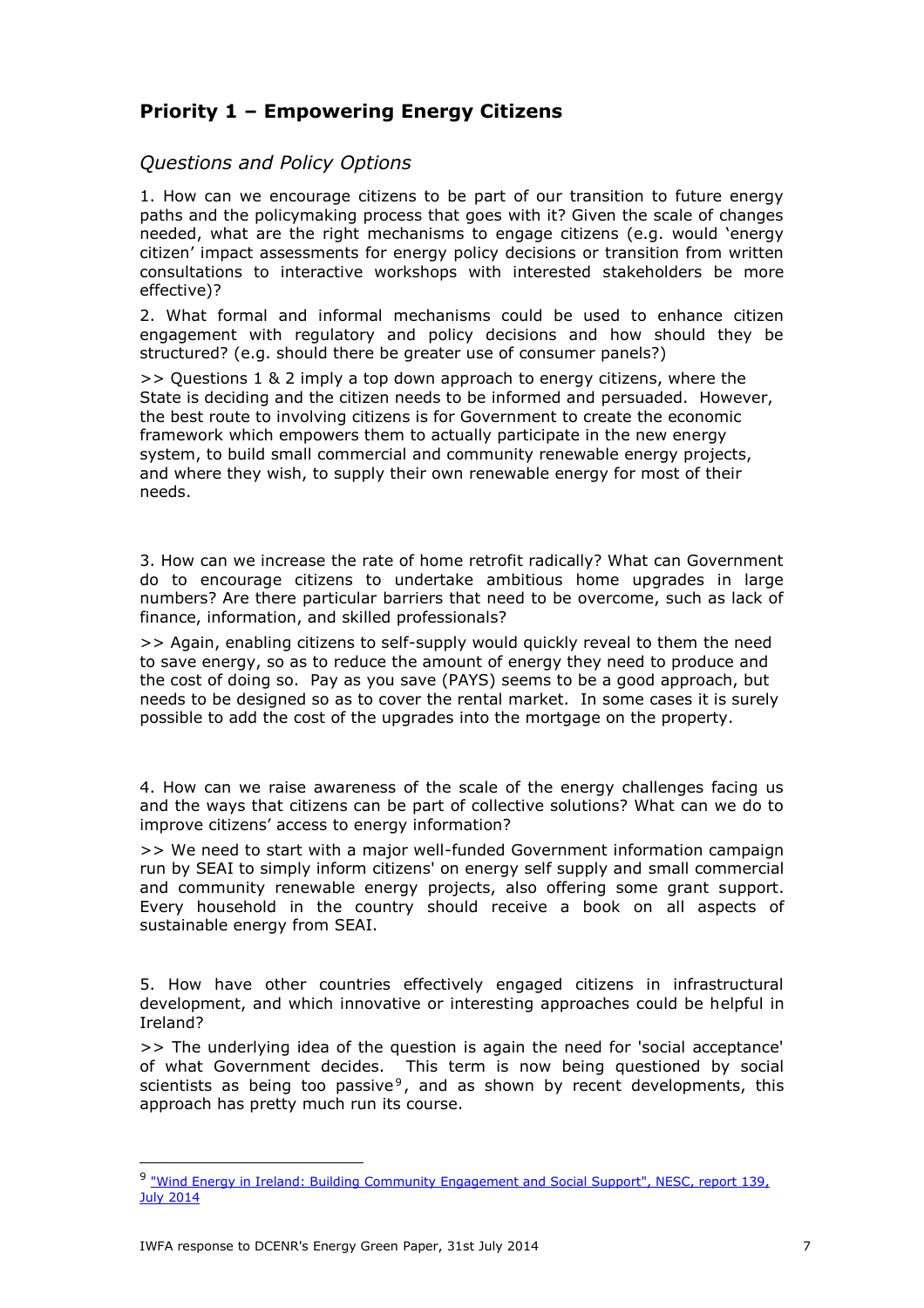## Priority 1 – Empowering Energy Citizens

### *Questions and Policy Options*

1. How can we encourage citizens to be part of our transition to future energy paths and the policymaking process that goes with it? Given the scale of changes needed, what are the right mechanisms to engage citizens (e.g. would 'energy citizen' impact assessments for energy policy decisions or transition from written consultations to interactive workshops with interested stakeholders be more effective)?

2. What formal and informal mechanisms could be used to enhance citizen engagement with regulatory and policy decisions and how should they be structured? (e.g. should there be greater use of consumer panels?)

>> Questions 1 & 2 imply a top down approach to energy citizens, where the State is deciding and the citizen needs to be informed and persuaded. However, the best route to involving citizens is for Government to create the economic framework which empowers them to actually participate in the new energy system, to build small commercial and community renewable energy projects, and where they wish, to supply their own renewable energy for most of their needs.

3. How can we increase the rate of home retrofit radically? What can Government do to encourage citizens to undertake ambitious home upgrades in large numbers? Are there particular barriers that need to be overcome, such as lack of finance, information, and skilled professionals?

>> Again, enabling citizens to self-supply would quickly reveal to them the need to save energy, so as to reduce the amount of energy they need to produce and the cost of doing so. Pay as you save (PAYS) seems to be a good approach, but needs to be designed so as to cover the rental market. In some cases it is surely possible to add the cost of the upgrades into the mortgage on the property.

4. How can we raise awareness of the scale of the energy challenges facing us and the ways that citizens can be part of collective solutions? What can we do to improve citizens' access to energy information?

>> We need to start with a major well-funded Government information campaign run by SEAI to simply inform citizens' on energy self supply and small commercial and community renewable energy projects, also offering some grant support. Every household in the country should receive a book on all aspects of sustainable energy from SEAI.

5. How have other countries effectively engaged citizens in infrastructural development, and which innovative or interesting approaches could be helpful in Ireland?

>> The underlying idea of the question is again the need for 'social acceptance' of what Government decides. This term is now being questioned by social scientists as being too passive[9], and as shown by recent developments, this approach has pretty much run its course.

---

[9] "Wind Energy in Ireland: Building Community Engagement and Social Support", NESC, report 139, July 2014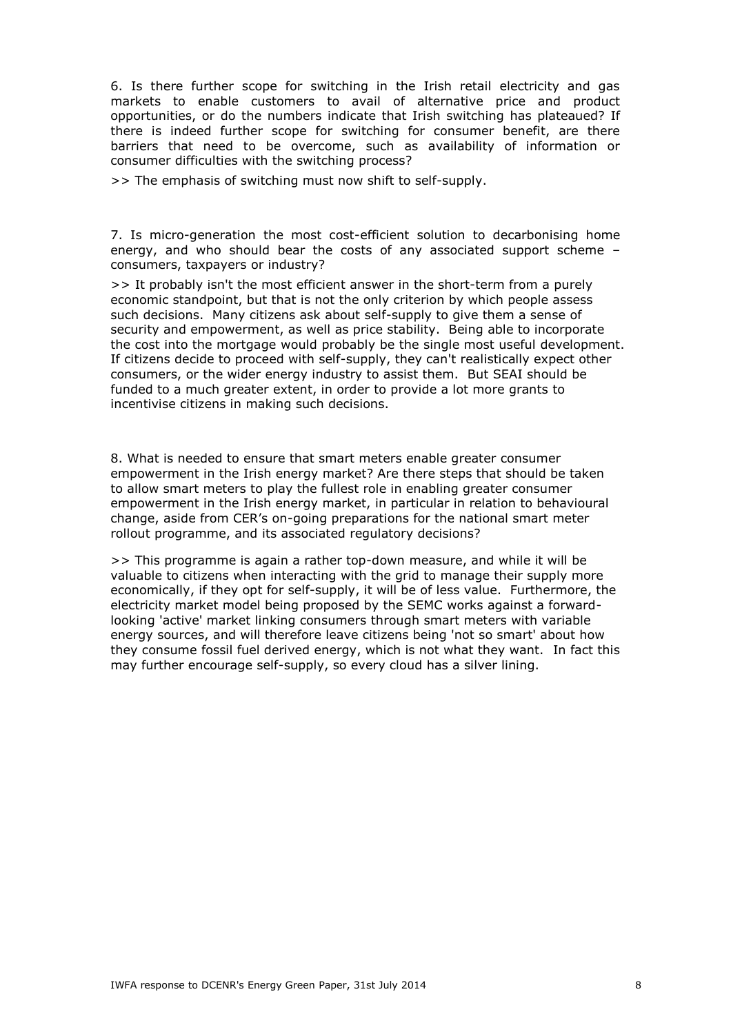6. Is there further scope for switching in the Irish retail electricity and gas markets to enable customers to avail of alternative price and product opportunities, or do the numbers indicate that Irish switching has plateaued? If there is indeed further scope for switching for consumer benefit, are there barriers that need to be overcome, such as availability of information or consumer difficulties with the switching process?

>> The emphasis of switching must now shift to self-supply.

7. Is micro-generation the most cost-efficient solution to decarbonising home energy, and who should bear the costs of any associated support scheme – consumers, taxpayers or industry?

>> It probably isn't the most efficient answer in the short-term from a purely economic standpoint, but that is not the only criterion by which people assess such decisions. Many citizens ask about self-supply to give them a sense of security and empowerment, as well as price stability. Being able to incorporate the cost into the mortgage would probably be the single most useful development. If citizens decide to proceed with self-supply, they can't realistically expect other consumers, or the wider energy industry to assist them. But SEAI should be funded to a much greater extent, in order to provide a lot more grants to incentivise citizens in making such decisions.

8. What is needed to ensure that smart meters enable greater consumer empowerment in the Irish energy market? Are there steps that should be taken to allow smart meters to play the fullest role in enabling greater consumer empowerment in the Irish energy market, in particular in relation to behavioural change, aside from CER's on-going preparations for the national smart meter rollout programme, and its associated regulatory decisions?

>> This programme is again a rather top-down measure, and while it will be valuable to citizens when interacting with the grid to manage their supply more economically, if they opt for self-supply, it will be of less value. Furthermore, the electricity market model being proposed by the SEMC works against a forward-looking 'active' market linking consumers through smart meters with variable energy sources, and will therefore leave citizens being 'not so smart' about how they consume fossil fuel derived energy, which is not what they want. In fact this may further encourage self-supply, so every cloud has a silver lining.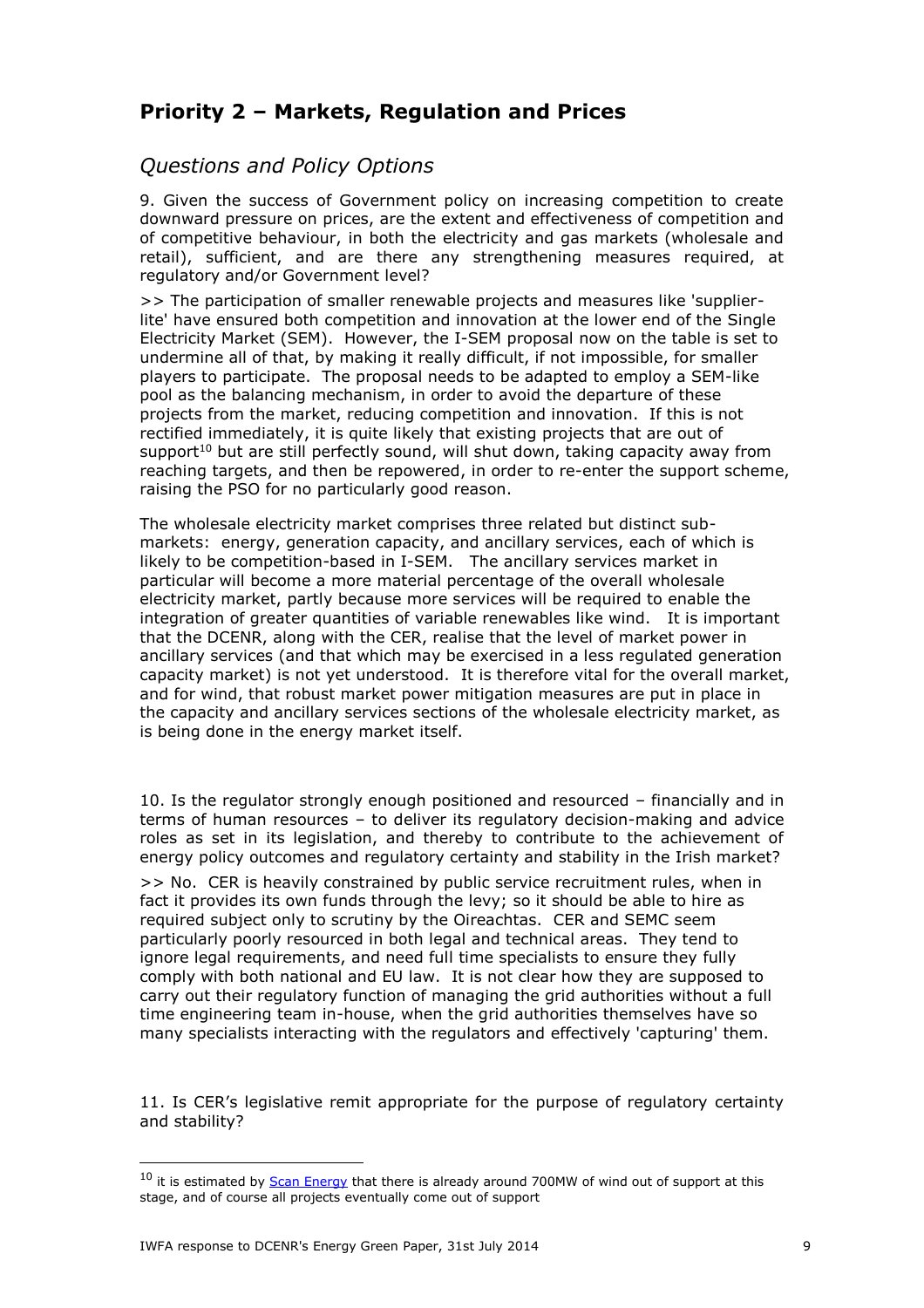## Priority 2 – Markets, Regulation and Prices

### *Questions and Policy Options*

9. Given the success of Government policy on increasing competition to create downward pressure on prices, are the extent and effectiveness of competition and of competitive behaviour, in both the electricity and gas markets (wholesale and retail), sufficient, and are there any strengthening measures required, at regulatory and/or Government level?

>> The participation of smaller renewable projects and measures like 'supplier-lite' have ensured both competition and innovation at the lower end of the Single Electricity Market (SEM). However, the I-SEM proposal now on the table is set to undermine all of that, by making it really difficult, if not impossible, for smaller players to participate. The proposal needs to be adapted to employ a SEM-like pool as the balancing mechanism, in order to avoid the departure of these projects from the market, reducing competition and innovation. If this is not rectified immediately, it is quite likely that existing projects that are out of support[10] but are still perfectly sound, will shut down, taking capacity away from reaching targets, and then be repowered, in order to re-enter the support scheme, raising the PSO for no particularly good reason.

The wholesale electricity market comprises three related but distinct sub-markets: energy, generation capacity, and ancillary services, each of which is likely to be competition-based in I-SEM. The ancillary services market in particular will become a more material percentage of the overall wholesale electricity market, partly because more services will be required to enable the integration of greater quantities of variable renewables like wind. It is important that the DCENR, along with the CER, realise that the level of market power in ancillary services (and that which may be exercised in a less regulated generation capacity market) is not yet understood. It is therefore vital for the overall market, and for wind, that robust market power mitigation measures are put in place in the capacity and ancillary services sections of the wholesale electricity market, as is being done in the energy market itself.

10. Is the regulator strongly enough positioned and resourced – financially and in terms of human resources – to deliver its regulatory decision-making and advice roles as set in its legislation, and thereby to contribute to the achievement of energy policy outcomes and regulatory certainty and stability in the Irish market?

>> No. CER is heavily constrained by public service recruitment rules, when in fact it provides its own funds through the levy; so it should be able to hire as required subject only to scrutiny by the Oireachtas. CER and SEMC seem particularly poorly resourced in both legal and technical areas. They tend to ignore legal requirements, and need full time specialists to ensure they fully comply with both national and EU law. It is not clear how they are supposed to carry out their regulatory function of managing the grid authorities without a full time engineering team in-house, when the grid authorities themselves have so many specialists interacting with the regulators and effectively 'capturing' them.

11. Is CER's legislative remit appropriate for the purpose of regulatory certainty and stability?

---

[10] it is estimated by Scan Energy that there is already around 700MW of wind out of support at this stage, and of course all projects eventually come out of support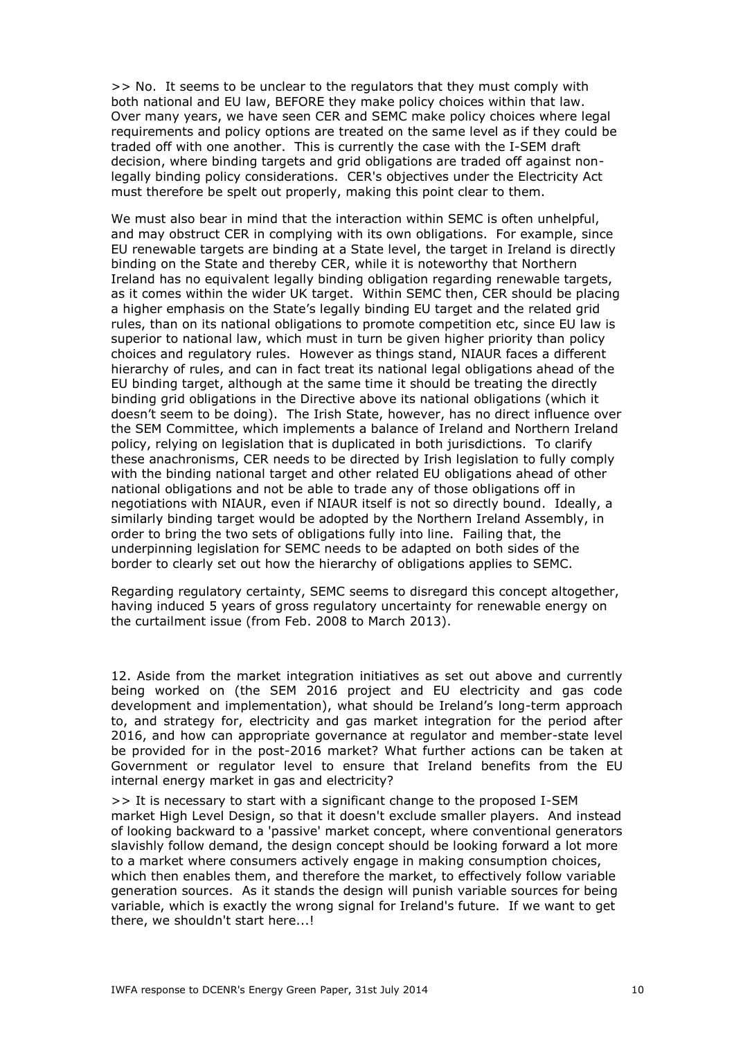>> No. It seems to be unclear to the regulators that they must comply with both national and EU law, BEFORE they make policy choices within that law. Over many years, we have seen CER and SEMC make policy choices where legal requirements and policy options are treated on the same level as if they could be traded off with one another. This is currently the case with the I-SEM draft decision, where binding targets and grid obligations are traded off against non-legally binding policy considerations. CER's objectives under the Electricity Act must therefore be spelt out properly, making this point clear to them.

We must also bear in mind that the interaction within SEMC is often unhelpful, and may obstruct CER in complying with its own obligations. For example, since EU renewable targets are binding at a State level, the target in Ireland is directly binding on the State and thereby CER, while it is noteworthy that Northern Ireland has no equivalent legally binding obligation regarding renewable targets, as it comes within the wider UK target. Within SEMC then, CER should be placing a higher emphasis on the State's legally binding EU target and the related grid rules, than on its national obligations to promote competition etc, since EU law is superior to national law, which must in turn be given higher priority than policy choices and regulatory rules. However as things stand, NIAUR faces a different hierarchy of rules, and can in fact treat its national legal obligations ahead of the EU binding target, although at the same time it should be treating the directly binding grid obligations in the Directive above its national obligations (which it doesn't seem to be doing). The Irish State, however, has no direct influence over the SEM Committee, which implements a balance of Ireland and Northern Ireland policy, relying on legislation that is duplicated in both jurisdictions. To clarify these anachronisms, CER needs to be directed by Irish legislation to fully comply with the binding national target and other related EU obligations ahead of other national obligations and not be able to trade any of those obligations off in negotiations with NIAUR, even if NIAUR itself is not so directly bound. Ideally, a similarly binding target would be adopted by the Northern Ireland Assembly, in order to bring the two sets of obligations fully into line. Failing that, the underpinning legislation for SEMC needs to be adapted on both sides of the border to clearly set out how the hierarchy of obligations applies to SEMC.

Regarding regulatory certainty, SEMC seems to disregard this concept altogether, having induced 5 years of gross regulatory uncertainty for renewable energy on the curtailment issue (from Feb. 2008 to March 2013).

12. Aside from the market integration initiatives as set out above and currently being worked on (the SEM 2016 project and EU electricity and gas code development and implementation), what should be Ireland's long-term approach to, and strategy for, electricity and gas market integration for the period after 2016, and how can appropriate governance at regulator and member-state level be provided for in the post-2016 market? What further actions can be taken at Government or regulator level to ensure that Ireland benefits from the EU internal energy market in gas and electricity?

>> It is necessary to start with a significant change to the proposed I-SEM market High Level Design, so that it doesn't exclude smaller players. And instead of looking backward to a 'passive' market concept, where conventional generators slavishly follow demand, the design concept should be looking forward a lot more to a market where consumers actively engage in making consumption choices, which then enables them, and therefore the market, to effectively follow variable generation sources. As it stands the design will punish variable sources for being variable, which is exactly the wrong signal for Ireland's future. If we want to get there, we shouldn't start here...!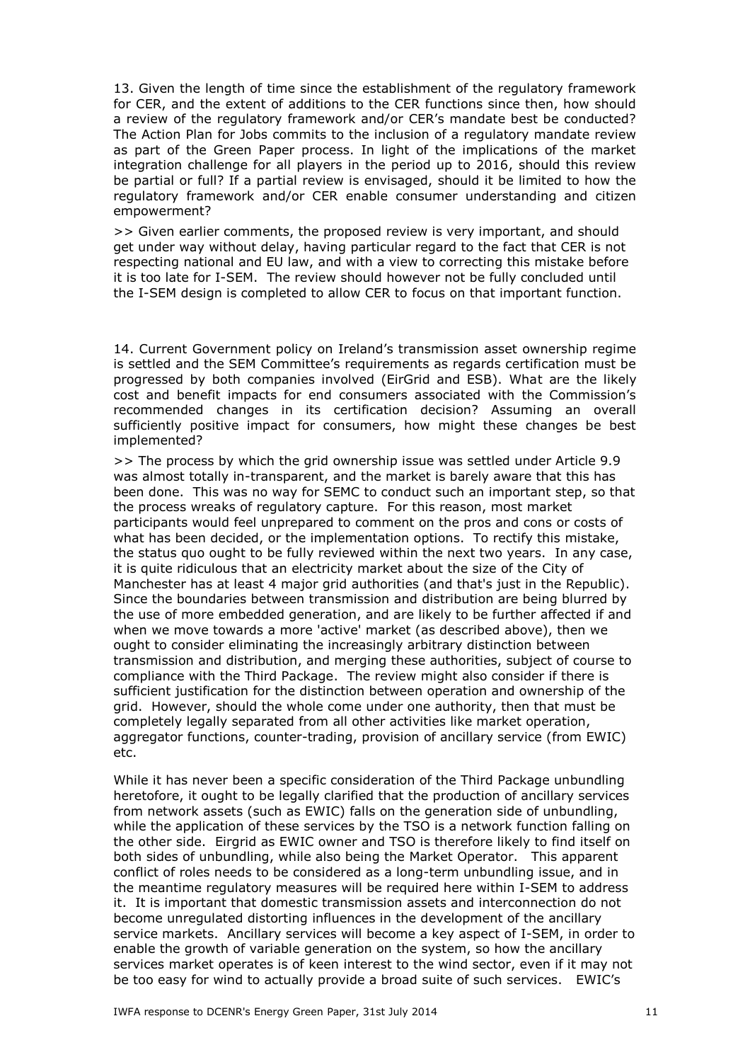13. Given the length of time since the establishment of the regulatory framework for CER, and the extent of additions to the CER functions since then, how should a review of the regulatory framework and/or CER's mandate best be conducted? The Action Plan for Jobs commits to the inclusion of a regulatory mandate review as part of the Green Paper process. In light of the implications of the market integration challenge for all players in the period up to 2016, should this review be partial or full? If a partial review is envisaged, should it be limited to how the regulatory framework and/or CER enable consumer understanding and citizen empowerment?

>> Given earlier comments, the proposed review is very important, and should get under way without delay, having particular regard to the fact that CER is not respecting national and EU law, and with a view to correcting this mistake before it is too late for I-SEM. The review should however not be fully concluded until the I-SEM design is completed to allow CER to focus on that important function.

14. Current Government policy on Ireland's transmission asset ownership regime is settled and the SEM Committee's requirements as regards certification must be progressed by both companies involved (EirGrid and ESB). What are the likely cost and benefit impacts for end consumers associated with the Commission's recommended changes in its certification decision? Assuming an overall sufficiently positive impact for consumers, how might these changes be best implemented?

>> The process by which the grid ownership issue was settled under Article 9.9 was almost totally in-transparent, and the market is barely aware that this has been done. This was no way for SEMC to conduct such an important step, so that the process wreaks of regulatory capture. For this reason, most market participants would feel unprepared to comment on the pros and cons or costs of what has been decided, or the implementation options. To rectify this mistake, the status quo ought to be fully reviewed within the next two years. In any case, it is quite ridiculous that an electricity market about the size of the City of Manchester has at least 4 major grid authorities (and that's just in the Republic). Since the boundaries between transmission and distribution are being blurred by the use of more embedded generation, and are likely to be further affected if and when we move towards a more 'active' market (as described above), then we ought to consider eliminating the increasingly arbitrary distinction between transmission and distribution, and merging these authorities, subject of course to compliance with the Third Package. The review might also consider if there is sufficient justification for the distinction between operation and ownership of the grid. However, should the whole come under one authority, then that must be completely legally separated from all other activities like market operation, aggregator functions, counter-trading, provision of ancillary service (from EWIC) etc.

While it has never been a specific consideration of the Third Package unbundling heretofore, it ought to be legally clarified that the production of ancillary services from network assets (such as EWIC) falls on the generation side of unbundling, while the application of these services by the TSO is a network function falling on the other side. Eirgrid as EWIC owner and TSO is therefore likely to find itself on both sides of unbundling, while also being the Market Operator. This apparent conflict of roles needs to be considered as a long-term unbundling issue, and in the meantime regulatory measures will be required here within I-SEM to address it. It is important that domestic transmission assets and interconnection do not become unregulated distorting influences in the development of the ancillary service markets. Ancillary services will become a key aspect of I-SEM, in order to enable the growth of variable generation on the system, so how the ancillary services market operates is of keen interest to the wind sector, even if it may not be too easy for wind to actually provide a broad suite of such services. EWIC's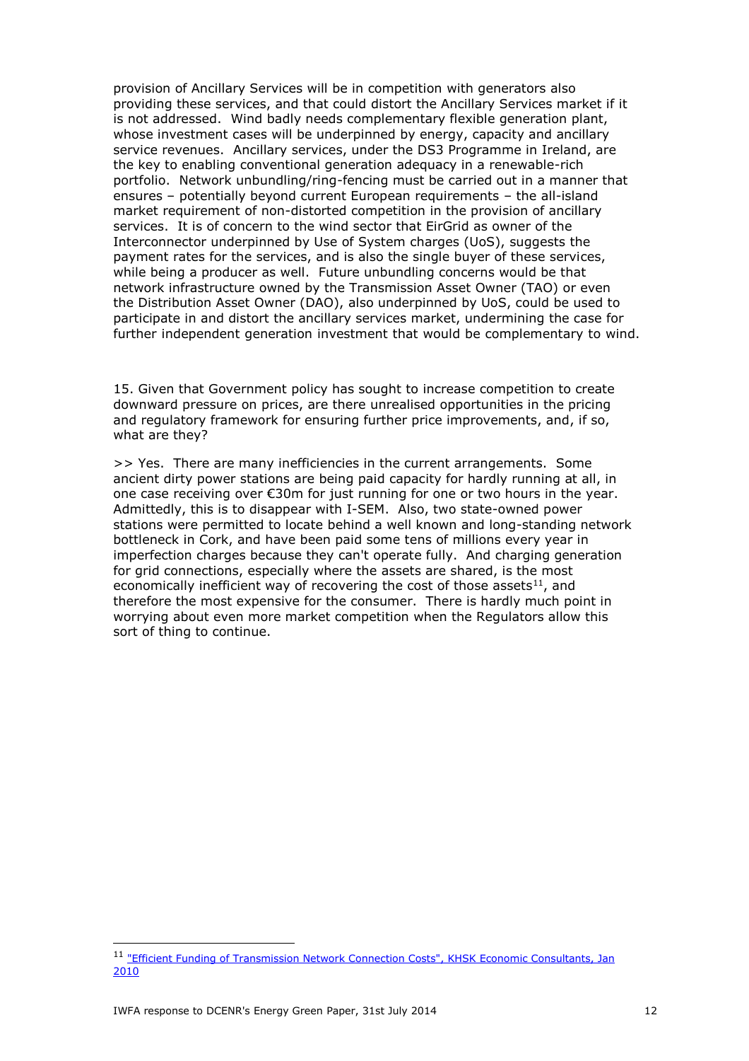provision of Ancillary Services will be in competition with generators also providing these services, and that could distort the Ancillary Services market if it is not addressed. Wind badly needs complementary flexible generation plant, whose investment cases will be underpinned by energy, capacity and ancillary service revenues. Ancillary services, under the DS3 Programme in Ireland, are the key to enabling conventional generation adequacy in a renewable-rich portfolio. Network unbundling/ring-fencing must be carried out in a manner that ensures – potentially beyond current European requirements – the all-island market requirement of non-distorted competition in the provision of ancillary services. It is of concern to the wind sector that EirGrid as owner of the Interconnector underpinned by Use of System charges (UoS), suggests the payment rates for the services, and is also the single buyer of these services, while being a producer as well. Future unbundling concerns would be that network infrastructure owned by the Transmission Asset Owner (TAO) or even the Distribution Asset Owner (DAO), also underpinned by UoS, could be used to participate in and distort the ancillary services market, undermining the case for further independent generation investment that would be complementary to wind.

15. Given that Government policy has sought to increase competition to create downward pressure on prices, are there unrealised opportunities in the pricing and regulatory framework for ensuring further price improvements, and, if so, what are they?

>> Yes. There are many inefficiencies in the current arrangements. Some ancient dirty power stations are being paid capacity for hardly running at all, in one case receiving over €30m for just running for one or two hours in the year. Admittedly, this is to disappear with I-SEM. Also, two state-owned power stations were permitted to locate behind a well known and long-standing network bottleneck in Cork, and have been paid some tens of millions every year in imperfection charges because they can't operate fully. And charging generation for grid connections, especially where the assets are shared, is the most economically inefficient way of recovering the cost of those assets[11], and therefore the most expensive for the consumer. There is hardly much point in worrying about even more market competition when the Regulators allow this sort of thing to continue.

[11] "Efficient Funding of Transmission Network Connection Costs", KHSK Economic Consultants, Jan 2010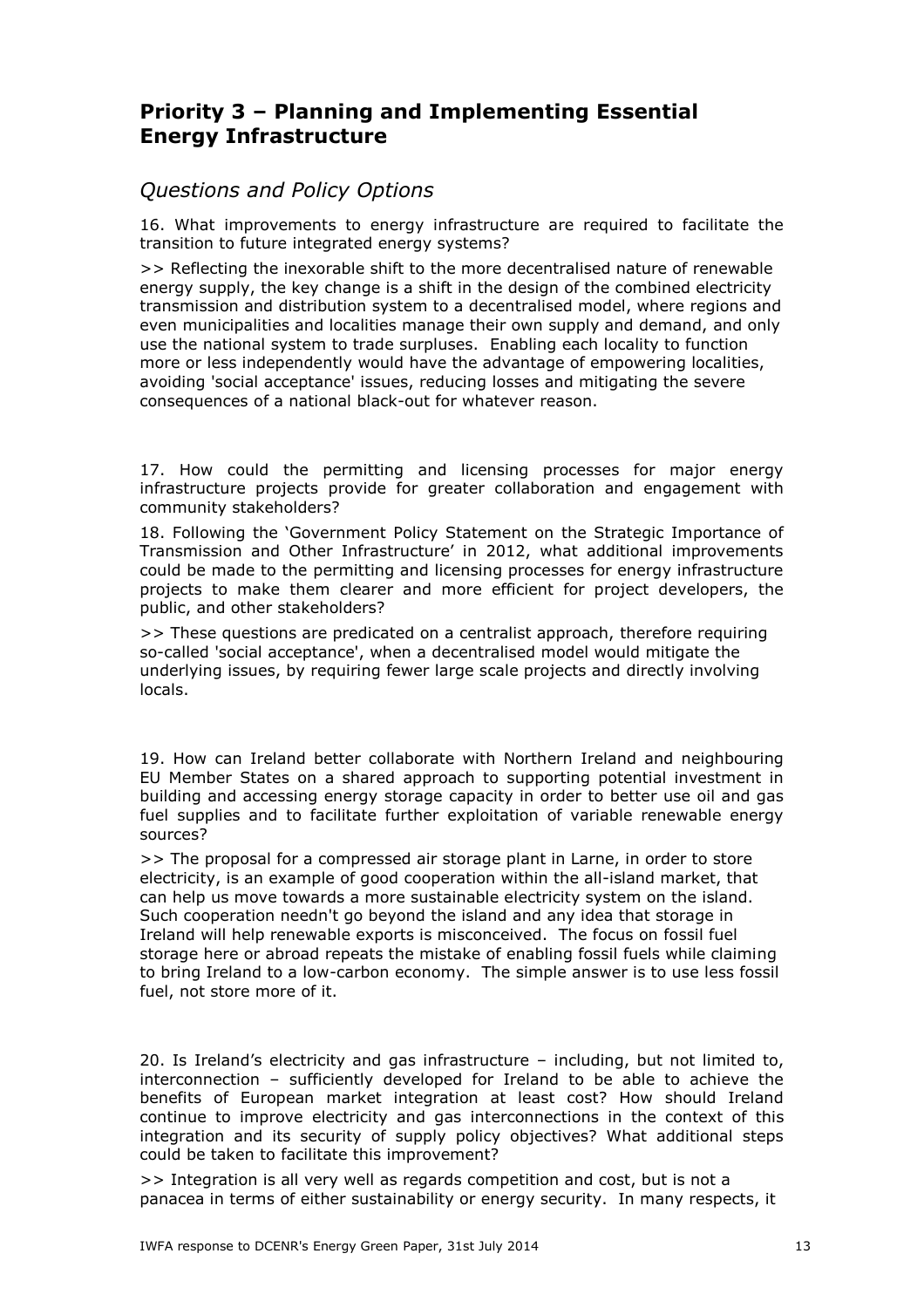## Priority 3 – Planning and Implementing Essential Energy Infrastructure

### *Questions and Policy Options*

16. What improvements to energy infrastructure are required to facilitate the transition to future integrated energy systems?

>> Reflecting the inexorable shift to the more decentralised nature of renewable energy supply, the key change is a shift in the design of the combined electricity transmission and distribution system to a decentralised model, where regions and even municipalities and localities manage their own supply and demand, and only use the national system to trade surpluses. Enabling each locality to function more or less independently would have the advantage of empowering localities, avoiding 'social acceptance' issues, reducing losses and mitigating the severe consequences of a national black-out for whatever reason.

17. How could the permitting and licensing processes for major energy infrastructure projects provide for greater collaboration and engagement with community stakeholders?

18. Following the 'Government Policy Statement on the Strategic Importance of Transmission and Other Infrastructure' in 2012, what additional improvements could be made to the permitting and licensing processes for energy infrastructure projects to make them clearer and more efficient for project developers, the public, and other stakeholders?

>> These questions are predicated on a centralist approach, therefore requiring so-called 'social acceptance', when a decentralised model would mitigate the underlying issues, by requiring fewer large scale projects and directly involving locals.

19. How can Ireland better collaborate with Northern Ireland and neighbouring EU Member States on a shared approach to supporting potential investment in building and accessing energy storage capacity in order to better use oil and gas fuel supplies and to facilitate further exploitation of variable renewable energy sources?

>> The proposal for a compressed air storage plant in Larne, in order to store electricity, is an example of good cooperation within the all-island market, that can help us move towards a more sustainable electricity system on the island. Such cooperation needn't go beyond the island and any idea that storage in Ireland will help renewable exports is misconceived. The focus on fossil fuel storage here or abroad repeats the mistake of enabling fossil fuels while claiming to bring Ireland to a low-carbon economy. The simple answer is to use less fossil fuel, not store more of it.

20. Is Ireland's electricity and gas infrastructure – including, but not limited to, interconnection – sufficiently developed for Ireland to be able to achieve the benefits of European market integration at least cost? How should Ireland continue to improve electricity and gas interconnections in the context of this integration and its security of supply policy objectives? What additional steps could be taken to facilitate this improvement?

>> Integration is all very well as regards competition and cost, but is not a panacea in terms of either sustainability or energy security. In many respects, it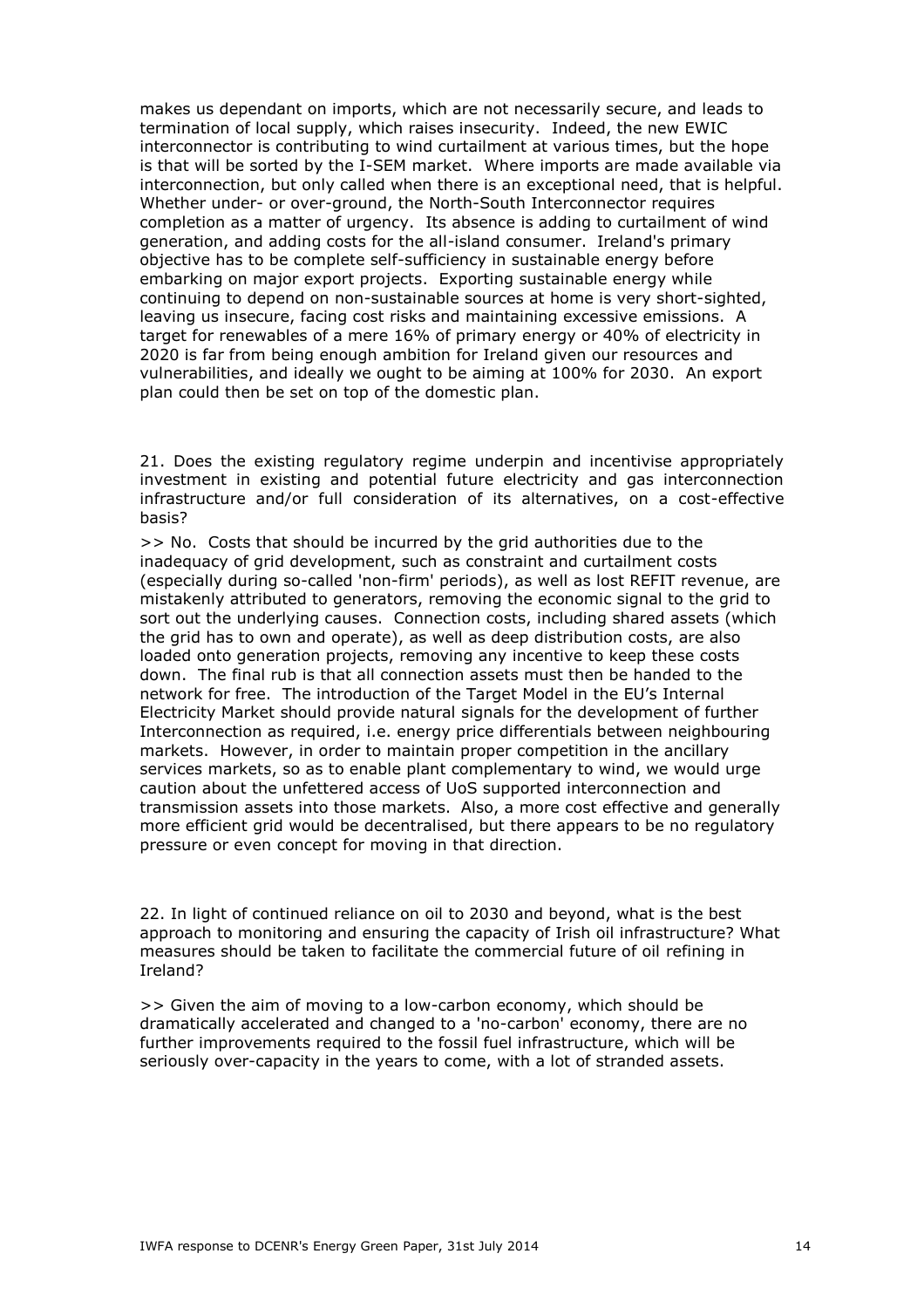makes us dependant on imports, which are not necessarily secure, and leads to termination of local supply, which raises insecurity. Indeed, the new EWIC interconnector is contributing to wind curtailment at various times, but the hope is that will be sorted by the I-SEM market. Where imports are made available via interconnection, but only called when there is an exceptional need, that is helpful. Whether under- or over-ground, the North-South Interconnector requires completion as a matter of urgency. Its absence is adding to curtailment of wind generation, and adding costs for the all-island consumer. Ireland's primary objective has to be complete self-sufficiency in sustainable energy before embarking on major export projects. Exporting sustainable energy while continuing to depend on non-sustainable sources at home is very short-sighted, leaving us insecure, facing cost risks and maintaining excessive emissions. A target for renewables of a mere 16% of primary energy or 40% of electricity in 2020 is far from being enough ambition for Ireland given our resources and vulnerabilities, and ideally we ought to be aiming at 100% for 2030. An export plan could then be set on top of the domestic plan.

21. Does the existing regulatory regime underpin and incentivise appropriately investment in existing and potential future electricity and gas interconnection infrastructure and/or full consideration of its alternatives, on a cost-effective basis?

>> No. Costs that should be incurred by the grid authorities due to the inadequacy of grid development, such as constraint and curtailment costs (especially during so-called 'non-firm' periods), as well as lost REFIT revenue, are mistakenly attributed to generators, removing the economic signal to the grid to sort out the underlying causes. Connection costs, including shared assets (which the grid has to own and operate), as well as deep distribution costs, are also loaded onto generation projects, removing any incentive to keep these costs down. The final rub is that all connection assets must then be handed to the network for free. The introduction of the Target Model in the EU's Internal Electricity Market should provide natural signals for the development of further Interconnection as required, i.e. energy price differentials between neighbouring markets. However, in order to maintain proper competition in the ancillary services markets, so as to enable plant complementary to wind, we would urge caution about the unfettered access of UoS supported interconnection and transmission assets into those markets. Also, a more cost effective and generally more efficient grid would be decentralised, but there appears to be no regulatory pressure or even concept for moving in that direction.

22. In light of continued reliance on oil to 2030 and beyond, what is the best approach to monitoring and ensuring the capacity of Irish oil infrastructure? What measures should be taken to facilitate the commercial future of oil refining in Ireland?

>> Given the aim of moving to a low-carbon economy, which should be dramatically accelerated and changed to a 'no-carbon' economy, there are no further improvements required to the fossil fuel infrastructure, which will be seriously over-capacity in the years to come, with a lot of stranded assets.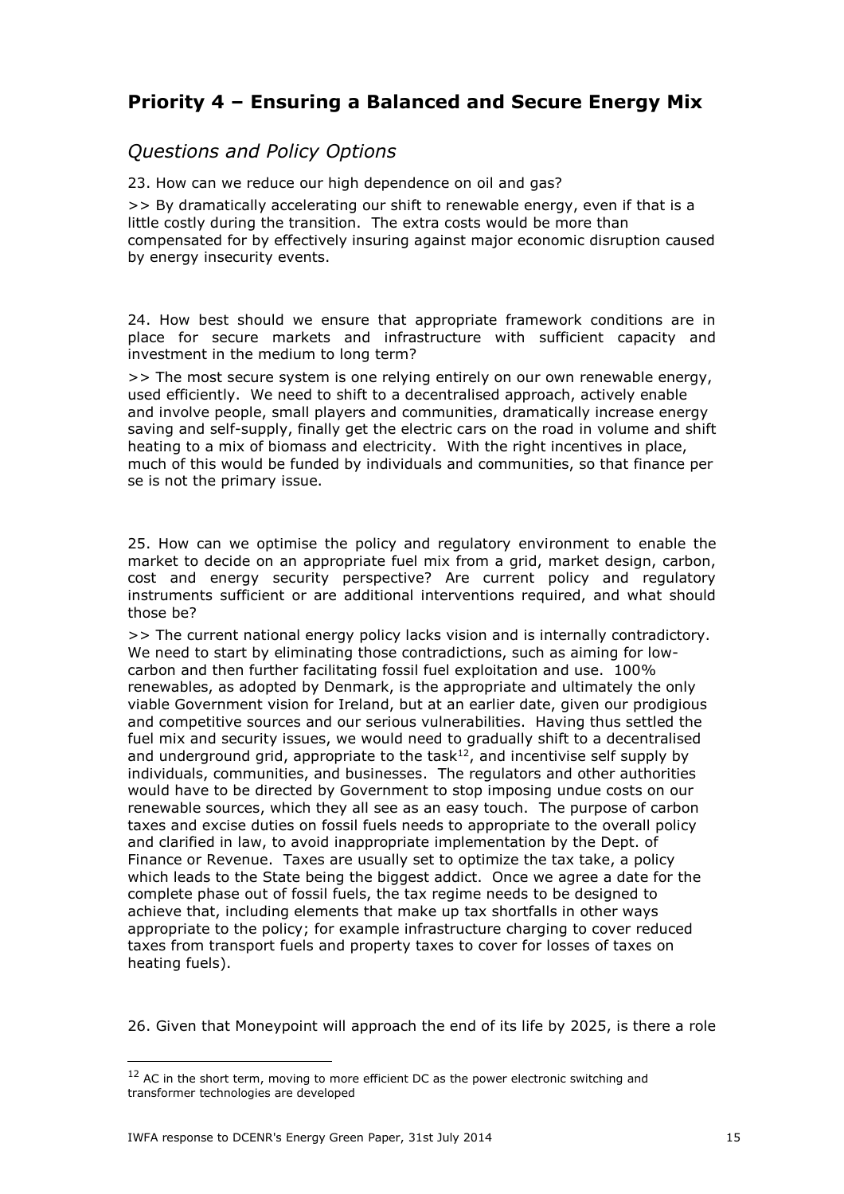## Priority 4 – Ensuring a Balanced and Secure Energy Mix

### *Questions and Policy Options*

23. How can we reduce our high dependence on oil and gas?

>> By dramatically accelerating our shift to renewable energy, even if that is a little costly during the transition. The extra costs would be more than compensated for by effectively insuring against major economic disruption caused by energy insecurity events.

24. How best should we ensure that appropriate framework conditions are in place for secure markets and infrastructure with sufficient capacity and investment in the medium to long term?

>> The most secure system is one relying entirely on our own renewable energy, used efficiently. We need to shift to a decentralised approach, actively enable and involve people, small players and communities, dramatically increase energy saving and self-supply, finally get the electric cars on the road in volume and shift heating to a mix of biomass and electricity. With the right incentives in place, much of this would be funded by individuals and communities, so that finance per se is not the primary issue.

25. How can we optimise the policy and regulatory environment to enable the market to decide on an appropriate fuel mix from a grid, market design, carbon, cost and energy security perspective? Are current policy and regulatory instruments sufficient or are additional interventions required, and what should those be?

>> The current national energy policy lacks vision and is internally contradictory. We need to start by eliminating those contradictions, such as aiming for low-carbon and then further facilitating fossil fuel exploitation and use. 100% renewables, as adopted by Denmark, is the appropriate and ultimately the only viable Government vision for Ireland, but at an earlier date, given our prodigious and competitive sources and our serious vulnerabilities. Having thus settled the fuel mix and security issues, we would need to gradually shift to a decentralised and underground grid, appropriate to the task[12], and incentivise self supply by individuals, communities, and businesses. The regulators and other authorities would have to be directed by Government to stop imposing undue costs on our renewable sources, which they all see as an easy touch. The purpose of carbon taxes and excise duties on fossil fuels needs to appropriate to the overall policy and clarified in law, to avoid inappropriate implementation by the Dept. of Finance or Revenue. Taxes are usually set to optimize the tax take, a policy which leads to the State being the biggest addict. Once we agree a date for the complete phase out of fossil fuels, the tax regime needs to be designed to achieve that, including elements that make up tax shortfalls in other ways appropriate to the policy; for example infrastructure charging to cover reduced taxes from transport fuels and property taxes to cover for losses of taxes on heating fuels).

26. Given that Moneypoint will approach the end of its life by 2025, is there a role

[12] AC in the short term, moving to more efficient DC as the power electronic switching and transformer technologies are developed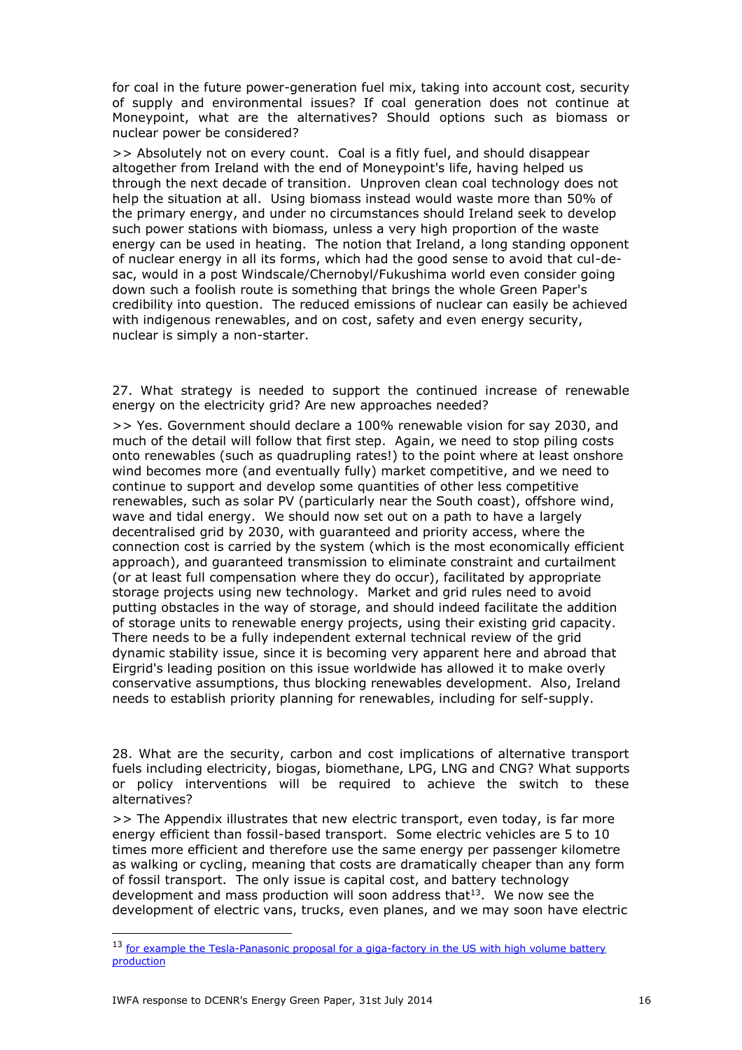for coal in the future power-generation fuel mix, taking into account cost, security of supply and environmental issues? If coal generation does not continue at Moneypoint, what are the alternatives? Should options such as biomass or nuclear power be considered?

>> Absolutely not on every count. Coal is a fitly fuel, and should disappear altogether from Ireland with the end of Moneypoint's life, having helped us through the next decade of transition. Unproven clean coal technology does not help the situation at all. Using biomass instead would waste more than 50% of the primary energy, and under no circumstances should Ireland seek to develop such power stations with biomass, unless a very high proportion of the waste energy can be used in heating. The notion that Ireland, a long standing opponent of nuclear energy in all its forms, which had the good sense to avoid that cul-de-sac, would in a post Windscale/Chernobyl/Fukushima world even consider going down such a foolish route is something that brings the whole Green Paper's credibility into question. The reduced emissions of nuclear can easily be achieved with indigenous renewables, and on cost, safety and even energy security, nuclear is simply a non-starter.

27. What strategy is needed to support the continued increase of renewable energy on the electricity grid? Are new approaches needed?

>> Yes. Government should declare a 100% renewable vision for say 2030, and much of the detail will follow that first step. Again, we need to stop piling costs onto renewables (such as quadrupling rates!) to the point where at least onshore wind becomes more (and eventually fully) market competitive, and we need to continue to support and develop some quantities of other less competitive renewables, such as solar PV (particularly near the South coast), offshore wind, wave and tidal energy. We should now set out on a path to have a largely decentralised grid by 2030, with guaranteed and priority access, where the connection cost is carried by the system (which is the most economically efficient approach), and guaranteed transmission to eliminate constraint and curtailment (or at least full compensation where they do occur), facilitated by appropriate storage projects using new technology. Market and grid rules need to avoid putting obstacles in the way of storage, and should indeed facilitate the addition of storage units to renewable energy projects, using their existing grid capacity. There needs to be a fully independent external technical review of the grid dynamic stability issue, since it is becoming very apparent here and abroad that Eirgrid's leading position on this issue worldwide has allowed it to make overly conservative assumptions, thus blocking renewables development. Also, Ireland needs to establish priority planning for renewables, including for self-supply.

28. What are the security, carbon and cost implications of alternative transport fuels including electricity, biogas, biomethane, LPG, LNG and CNG? What supports or policy interventions will be required to achieve the switch to these alternatives?

>> The Appendix illustrates that new electric transport, even today, is far more energy efficient than fossil-based transport. Some electric vehicles are 5 to 10 times more efficient and therefore use the same energy per passenger kilometre as walking or cycling, meaning that costs are dramatically cheaper than any form of fossil transport. The only issue is capital cost, and battery technology development and mass production will soon address that[13]. We now see the development of electric vans, trucks, even planes, and we may soon have electric

[13] for example the Tesla-Panasonic proposal for a giga-factory in the US with high volume battery production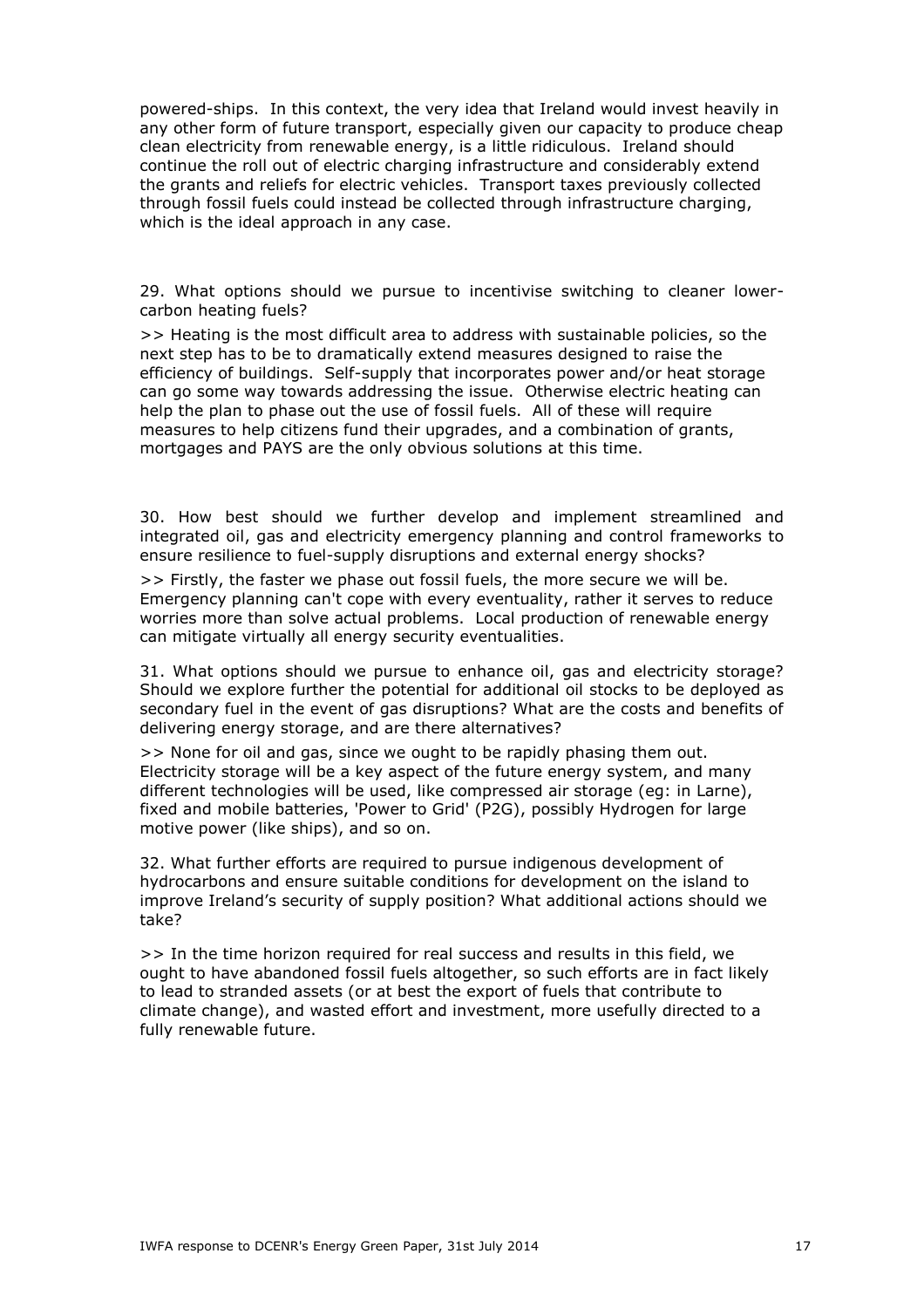powered-ships. In this context, the very idea that Ireland would invest heavily in any other form of future transport, especially given our capacity to produce cheap clean electricity from renewable energy, is a little ridiculous. Ireland should continue the roll out of electric charging infrastructure and considerably extend the grants and reliefs for electric vehicles. Transport taxes previously collected through fossil fuels could instead be collected through infrastructure charging, which is the ideal approach in any case.

29. What options should we pursue to incentivise switching to cleaner lower-carbon heating fuels?

>> Heating is the most difficult area to address with sustainable policies, so the next step has to be to dramatically extend measures designed to raise the efficiency of buildings. Self-supply that incorporates power and/or heat storage can go some way towards addressing the issue. Otherwise electric heating can help the plan to phase out the use of fossil fuels. All of these will require measures to help citizens fund their upgrades, and a combination of grants, mortgages and PAYS are the only obvious solutions at this time.

30. How best should we further develop and implement streamlined and integrated oil, gas and electricity emergency planning and control frameworks to ensure resilience to fuel-supply disruptions and external energy shocks?

>> Firstly, the faster we phase out fossil fuels, the more secure we will be. Emergency planning can't cope with every eventuality, rather it serves to reduce worries more than solve actual problems. Local production of renewable energy can mitigate virtually all energy security eventualities.

31. What options should we pursue to enhance oil, gas and electricity storage? Should we explore further the potential for additional oil stocks to be deployed as secondary fuel in the event of gas disruptions? What are the costs and benefits of delivering energy storage, and are there alternatives?

>> None for oil and gas, since we ought to be rapidly phasing them out. Electricity storage will be a key aspect of the future energy system, and many different technologies will be used, like compressed air storage (eg: in Larne), fixed and mobile batteries, 'Power to Grid' (P2G), possibly Hydrogen for large motive power (like ships), and so on.

32. What further efforts are required to pursue indigenous development of hydrocarbons and ensure suitable conditions for development on the island to improve Ireland's security of supply position? What additional actions should we take?

>> In the time horizon required for real success and results in this field, we ought to have abandoned fossil fuels altogether, so such efforts are in fact likely to lead to stranded assets (or at best the export of fuels that contribute to climate change), and wasted effort and investment, more usefully directed to a fully renewable future.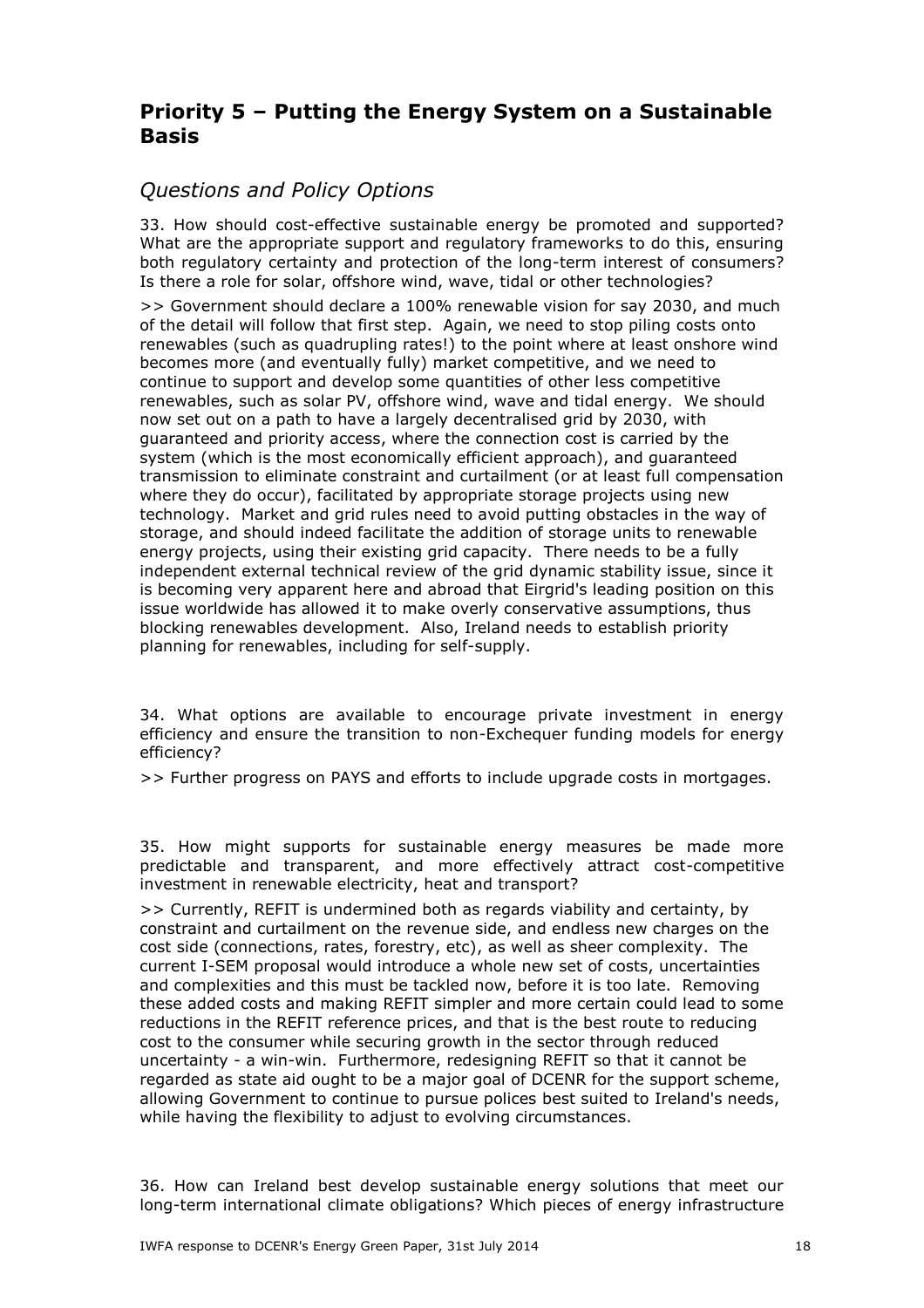## Priority 5 – Putting the Energy System on a Sustainable Basis

### *Questions and Policy Options*

33. How should cost-effective sustainable energy be promoted and supported? What are the appropriate support and regulatory frameworks to do this, ensuring both regulatory certainty and protection of the long-term interest of consumers? Is there a role for solar, offshore wind, wave, tidal or other technologies?

>> Government should declare a 100% renewable vision for say 2030, and much of the detail will follow that first step. Again, we need to stop piling costs onto renewables (such as quadrupling rates!) to the point where at least onshore wind becomes more (and eventually fully) market competitive, and we need to continue to support and develop some quantities of other less competitive renewables, such as solar PV, offshore wind, wave and tidal energy. We should now set out on a path to have a largely decentralised grid by 2030, with guaranteed and priority access, where the connection cost is carried by the system (which is the most economically efficient approach), and guaranteed transmission to eliminate constraint and curtailment (or at least full compensation where they do occur), facilitated by appropriate storage projects using new technology. Market and grid rules need to avoid putting obstacles in the way of storage, and should indeed facilitate the addition of storage units to renewable energy projects, using their existing grid capacity. There needs to be a fully independent external technical review of the grid dynamic stability issue, since it is becoming very apparent here and abroad that Eirgrid's leading position on this issue worldwide has allowed it to make overly conservative assumptions, thus blocking renewables development. Also, Ireland needs to establish priority planning for renewables, including for self-supply.

34. What options are available to encourage private investment in energy efficiency and ensure the transition to non-Exchequer funding models for energy efficiency?

>> Further progress on PAYS and efforts to include upgrade costs in mortgages.

35. How might supports for sustainable energy measures be made more predictable and transparent, and more effectively attract cost-competitive investment in renewable electricity, heat and transport?

>> Currently, REFIT is undermined both as regards viability and certainty, by constraint and curtailment on the revenue side, and endless new charges on the cost side (connections, rates, forestry, etc), as well as sheer complexity. The current I-SEM proposal would introduce a whole new set of costs, uncertainties and complexities and this must be tackled now, before it is too late. Removing these added costs and making REFIT simpler and more certain could lead to some reductions in the REFIT reference prices, and that is the best route to reducing cost to the consumer while securing growth in the sector through reduced uncertainty - a win-win. Furthermore, redesigning REFIT so that it cannot be regarded as state aid ought to be a major goal of DCENR for the support scheme, allowing Government to continue to pursue polices best suited to Ireland's needs, while having the flexibility to adjust to evolving circumstances.

36. How can Ireland best develop sustainable energy solutions that meet our long-term international climate obligations? Which pieces of energy infrastructure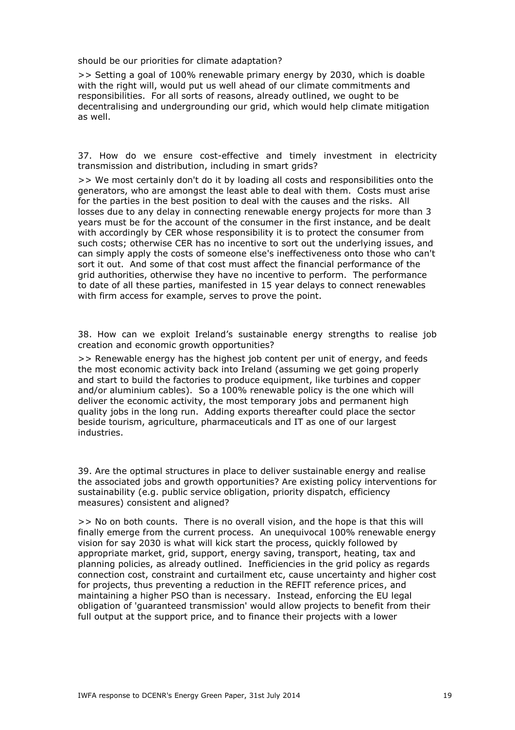should be our priorities for climate adaptation?

>> Setting a goal of 100% renewable primary energy by 2030, which is doable with the right will, would put us well ahead of our climate commitments and responsibilities. For all sorts of reasons, already outlined, we ought to be decentralising and undergrounding our grid, which would help climate mitigation as well.

37. How do we ensure cost-effective and timely investment in electricity transmission and distribution, including in smart grids?

>> We most certainly don't do it by loading all costs and responsibilities onto the generators, who are amongst the least able to deal with them. Costs must arise for the parties in the best position to deal with the causes and the risks. All losses due to any delay in connecting renewable energy projects for more than 3 years must be for the account of the consumer in the first instance, and be dealt with accordingly by CER whose responsibility it is to protect the consumer from such costs; otherwise CER has no incentive to sort out the underlying issues, and can simply apply the costs of someone else's ineffectiveness onto those who can't sort it out. And some of that cost must affect the financial performance of the grid authorities, otherwise they have no incentive to perform. The performance to date of all these parties, manifested in 15 year delays to connect renewables with firm access for example, serves to prove the point.

38. How can we exploit Ireland's sustainable energy strengths to realise job creation and economic growth opportunities?

>> Renewable energy has the highest job content per unit of energy, and feeds the most economic activity back into Ireland (assuming we get going properly and start to build the factories to produce equipment, like turbines and copper and/or aluminium cables). So a 100% renewable policy is the one which will deliver the economic activity, the most temporary jobs and permanent high quality jobs in the long run. Adding exports thereafter could place the sector beside tourism, agriculture, pharmaceuticals and IT as one of our largest industries.

39. Are the optimal structures in place to deliver sustainable energy and realise the associated jobs and growth opportunities? Are existing policy interventions for sustainability (e.g. public service obligation, priority dispatch, efficiency measures) consistent and aligned?

>> No on both counts. There is no overall vision, and the hope is that this will finally emerge from the current process. An unequivocal 100% renewable energy vision for say 2030 is what will kick start the process, quickly followed by appropriate market, grid, support, energy saving, transport, heating, tax and planning policies, as already outlined. Inefficiencies in the grid policy as regards connection cost, constraint and curtailment etc, cause uncertainty and higher cost for projects, thus preventing a reduction in the REFIT reference prices, and maintaining a higher PSO than is necessary. Instead, enforcing the EU legal obligation of 'guaranteed transmission' would allow projects to benefit from their full output at the support price, and to finance their projects with a lower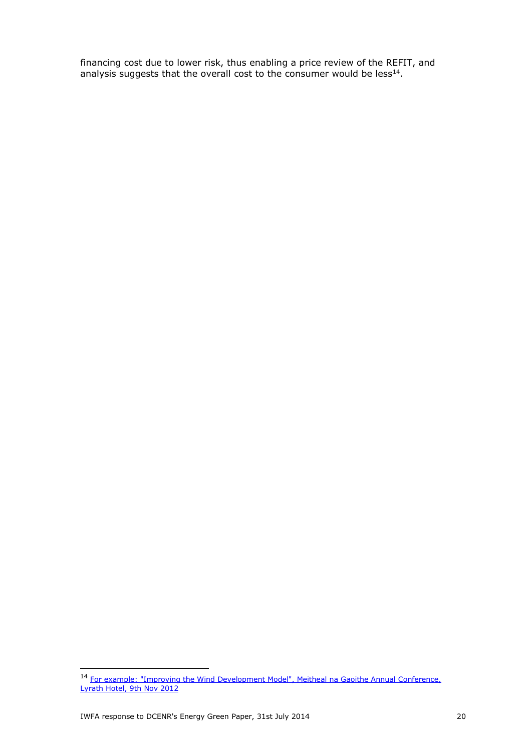financing cost due to lower risk, thus enabling a price review of the REFIT, and analysis suggests that the overall cost to the consumer would be less[14].

[14] For example: "Improving the Wind Development Model", Meitheal na Gaoithe Annual Conference, Lyrath Hotel, 9th Nov 2012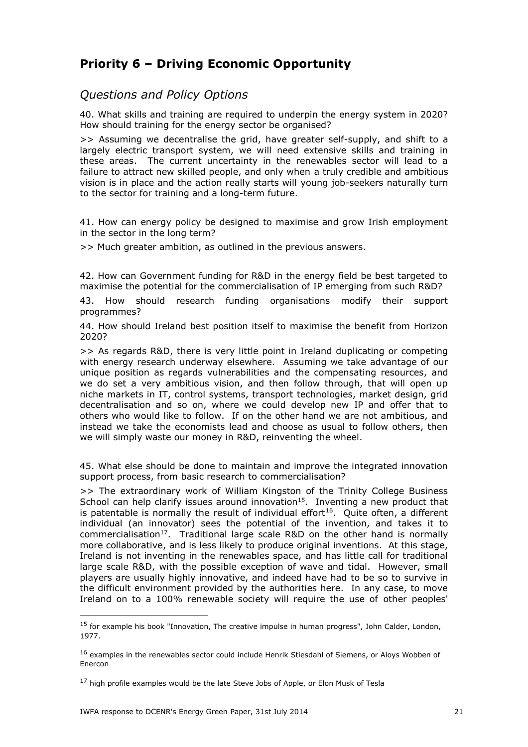## Priority 6 – Driving Economic Opportunity

### *Questions and Policy Options*

40. What skills and training are required to underpin the energy system in 2020? How should training for the energy sector be organised?

>> Assuming we decentralise the grid, have greater self-supply, and shift to a largely electric transport system, we will need extensive skills and training in these areas. The current uncertainty in the renewables sector will lead to a failure to attract new skilled people, and only when a truly credible and ambitious vision is in place and the action really starts will young job-seekers naturally turn to the sector for training and a long-term future.

41. How can energy policy be designed to maximise and grow Irish employment in the sector in the long term?

>> Much greater ambition, as outlined in the previous answers.

42. How can Government funding for R&D in the energy field be best targeted to maximise the potential for the commercialisation of IP emerging from such R&D?

43. How should research funding organisations modify their support programmes?

44. How should Ireland best position itself to maximise the benefit from Horizon 2020?

>> As regards R&D, there is very little point in Ireland duplicating or competing with energy research underway elsewhere. Assuming we take advantage of our unique position as regards vulnerabilities and the compensating resources, and we do set a very ambitious vision, and then follow through, that will open up niche markets in IT, control systems, transport technologies, market design, grid decentralisation and so on, where we could develop new IP and offer that to others who would like to follow. If on the other hand we are not ambitious, and instead we take the economists lead and choose as usual to follow others, then we will simply waste our money in R&D, reinventing the wheel.

45. What else should be done to maintain and improve the integrated innovation support process, from basic research to commercialisation?

>> The extraordinary work of William Kingston of the Trinity College Business School can help clarify issues around innovation[15]. Inventing a new product that is patentable is normally the result of individual effort[16]. Quite often, a different individual (an innovator) sees the potential of the invention, and takes it to commercialisation[17]. Traditional large scale R&D on the other hand is normally more collaborative, and is less likely to produce original inventions. At this stage, Ireland is not inventing in the renewables space, and has little call for traditional large scale R&D, with the possible exception of wave and tidal. However, small players are usually highly innovative, and indeed have had to be so to survive in the difficult environment provided by the authorities here. In any case, to move Ireland on to a 100% renewable society will require the use of other peoples'

---

[15] for example his book "Innovation, The creative impulse in human progress", John Calder, London, 1977.

[16] examples in the renewables sector could include Henrik Stiesdahl of Siemens, or Aloys Wobben of Enercon

[17] high profile examples would be the late Steve Jobs of Apple, or Elon Musk of Tesla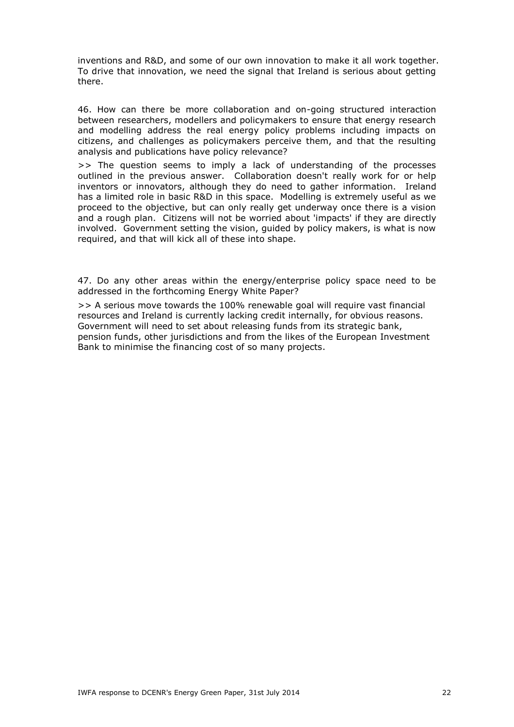inventions and R&D, and some of our own innovation to make it all work together. To drive that innovation, we need the signal that Ireland is serious about getting there.

46. How can there be more collaboration and on-going structured interaction between researchers, modellers and policymakers to ensure that energy research and modelling address the real energy policy problems including impacts on citizens, and challenges as policymakers perceive them, and that the resulting analysis and publications have policy relevance?

>> The question seems to imply a lack of understanding of the processes outlined in the previous answer. Collaboration doesn't really work for or help inventors or innovators, although they do need to gather information. Ireland has a limited role in basic R&D in this space. Modelling is extremely useful as we proceed to the objective, but can only really get underway once there is a vision and a rough plan. Citizens will not be worried about 'impacts' if they are directly involved. Government setting the vision, guided by policy makers, is what is now required, and that will kick all of these into shape.

47. Do any other areas within the energy/enterprise policy space need to be addressed in the forthcoming Energy White Paper?

>> A serious move towards the 100% renewable goal will require vast financial resources and Ireland is currently lacking credit internally, for obvious reasons. Government will need to set about releasing funds from its strategic bank, pension funds, other jurisdictions and from the likes of the European Investment Bank to minimise the financing cost of so many projects.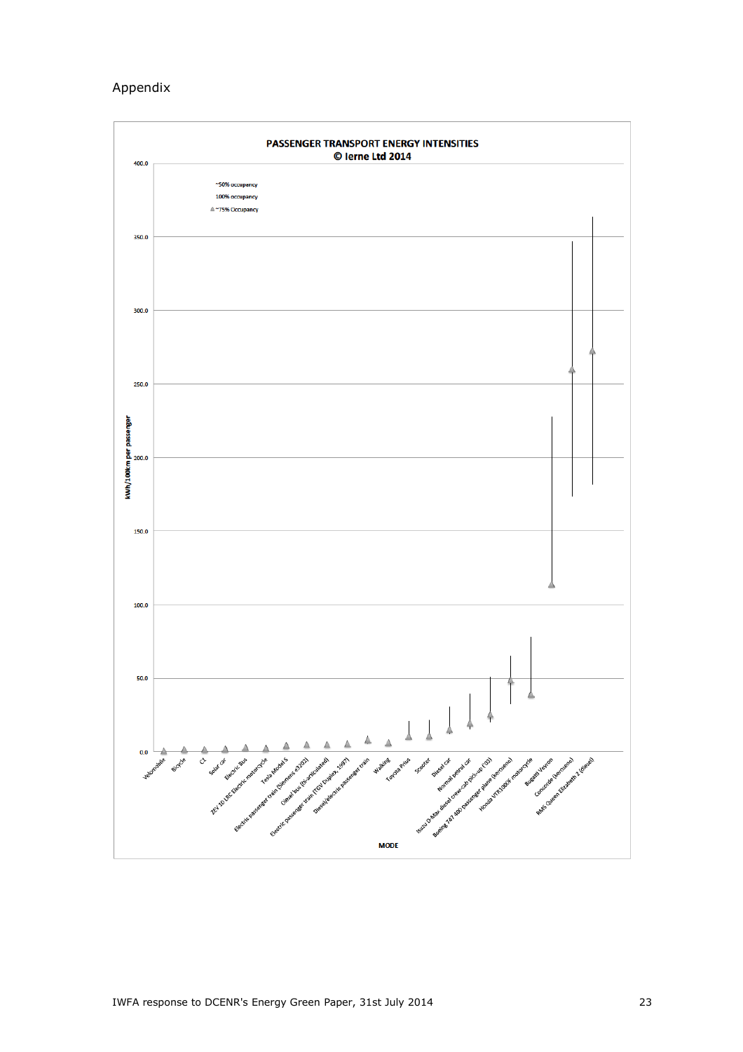# Appendix

PASSENGER TRANSPORT ENERGY INTENSITIES
© Ierne Ltd 2014

~50% occupency
100% occupancy
~75% Occupancy

kWh/100km per passenger

400.0
350.0
300.0
250.0
200.0
150.0
100.0
50.0
0.0

Velomobile
Bicycle
C5
Solar car
Electric Bus
ZEV 10 LRC Electric motorcycle
Tesla Model S
Electric passenger train (Siemens e320)
Diesel bus (bi-articulated)
Electric passenger train (TGV Duplex, 1997)
Diesel/electric passenger train
Walking
Toyota Prius
Scooter
Diesel car
Normal petrol car
Isuzu D-Max diesel crew-cab pick-up ('03)
Boeing 747 400 passenger plane (kerosene)
Honda VTR1000F motorcycle
Bugatti Veyron
Concorde (kerosene)
RMS Queen Elizabeth 2 (diesel)

MODE